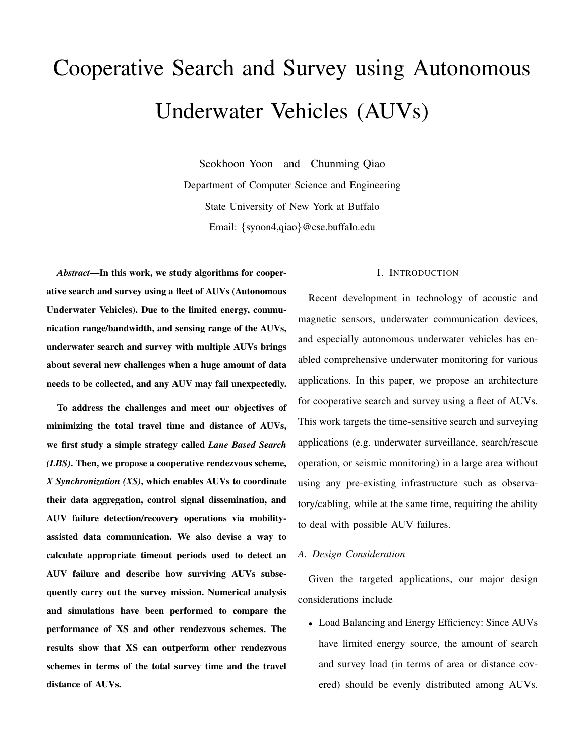# Cooperative Search and Survey using Autonomous Underwater Vehicles (AUVs)

Seokhoon Yoon and Chunming Qiao

Department of Computer Science and Engineering

State University of New York at Buffalo

Email: {syoon4,qiao}@cse.buffalo.edu

***Abstract*—In this work, we study algorithms for cooperative search and survey using a fleet of AUVs (Autonomous Underwater Vehicles). Due to the limited energy, communication range/bandwidth, and sensing range of the AUVs, underwater search and survey with multiple AUVs brings about several new challenges when a huge amount of data needs to be collected, and any AUV may fail unexpectedly.**

**To address the challenges and meet our objectives of minimizing the total travel time and distance of AUVs, we first study a simple strategy called *Lane Based Search (LBS)*. Then, we propose a cooperative rendezvous scheme, *X Synchronization (XS)*, which enables AUVs to coordinate their data aggregation, control signal dissemination, and AUV failure detection/recovery operations via mobility-assisted data communication. We also devise a way to calculate appropriate timeout periods used to detect an AUV failure and describe how surviving AUVs subsequently carry out the survey mission. Numerical analysis and simulations have been performed to compare the performance of XS and other rendezvous schemes. The results show that XS can outperform other rendezvous schemes in terms of the total survey time and the travel distance of AUVs.**

## I. Introduction

Recent development in technology of acoustic and magnetic sensors, underwater communication devices, and especially autonomous underwater vehicles has enabled comprehensive underwater monitoring for various applications. In this paper, we propose an architecture for cooperative search and survey using a fleet of AUVs. This work targets the time-sensitive search and surveying applications (e.g. underwater surveillance, search/rescue operation, or seismic monitoring) in a large area without using any pre-existing infrastructure such as observatory/cabling, while at the same time, requiring the ability to deal with possible AUV failures.

### A. Design Consideration

Given the targeted applications, our major design considerations include

- Load Balancing and Energy Efficiency: Since AUVs have limited energy source, the amount of search and survey load (in terms of area or distance covered) should be evenly distributed among AUVs.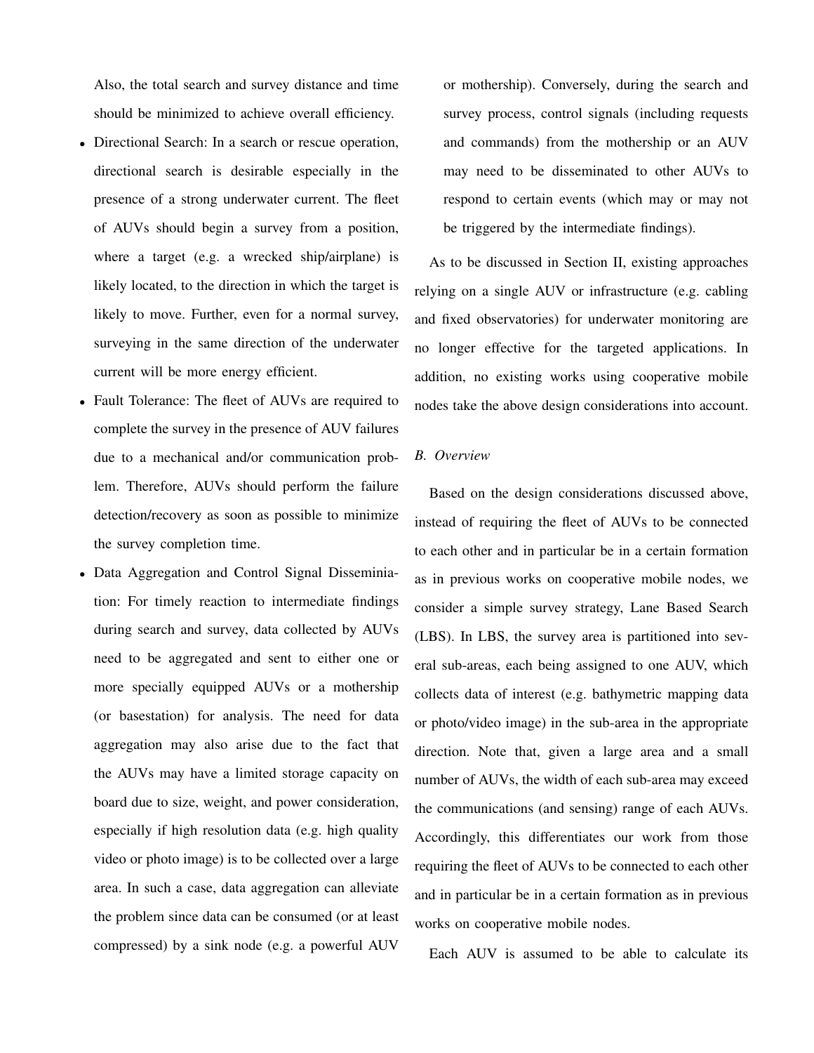Also, the total search and survey distance and time should be minimized to achieve overall efficiency.

- Directional Search: In a search or rescue operation, directional search is desirable especially in the presence of a strong underwater current. The fleet of AUVs should begin a survey from a position, where a target (e.g. a wrecked ship/airplane) is likely located, to the direction in which the target is likely to move. Further, even for a normal survey, surveying in the same direction of the underwater current will be more energy efficient.
- Fault Tolerance: The fleet of AUVs are required to complete the survey in the presence of AUV failures due to a mechanical and/or communication problem. Therefore, AUVs should perform the failure detection/recovery as soon as possible to minimize the survey completion time.
- Data Aggregation and Control Signal Disseminiation: For timely reaction to intermediate findings during search and survey, data collected by AUVs need to be aggregated and sent to either one or more specially equipped AUVs or a mothership (or basestation) for analysis. The need for data aggregation may also arise due to the fact that the AUVs may have a limited storage capacity on board due to size, weight, and power consideration, especially if high resolution data (e.g. high quality video or photo image) is to be collected over a large area. In such a case, data aggregation can alleviate the problem since data can be consumed (or at least compressed) by a sink node (e.g. a powerful AUV or mothership). Conversely, during the search and survey process, control signals (including requests and commands) from the mothership or an AUV may need to be disseminated to other AUVs to respond to certain events (which may or may not be triggered by the intermediate findings).

As to be discussed in Section II, existing approaches relying on a single AUV or infrastructure (e.g. cabling and fixed observatories) for underwater monitoring are no longer effective for the targeted applications. In addition, no existing works using cooperative mobile nodes take the above design considerations into account.

### B. Overview

Based on the design considerations discussed above, instead of requiring the fleet of AUVs to be connected to each other and in particular be in a certain formation as in previous works on cooperative mobile nodes, we consider a simple survey strategy, Lane Based Search (LBS). In LBS, the survey area is partitioned into several sub-areas, each being assigned to one AUV, which collects data of interest (e.g. bathymetric mapping data or photo/video image) in the sub-area in the appropriate direction. Note that, given a large area and a small number of AUVs, the width of each sub-area may exceed the communications (and sensing) range of each AUVs. Accordingly, this differentiates our work from those requiring the fleet of AUVs to be connected to each other and in particular be in a certain formation as in previous works on cooperative mobile nodes.

Each AUV is assumed to be able to calculate its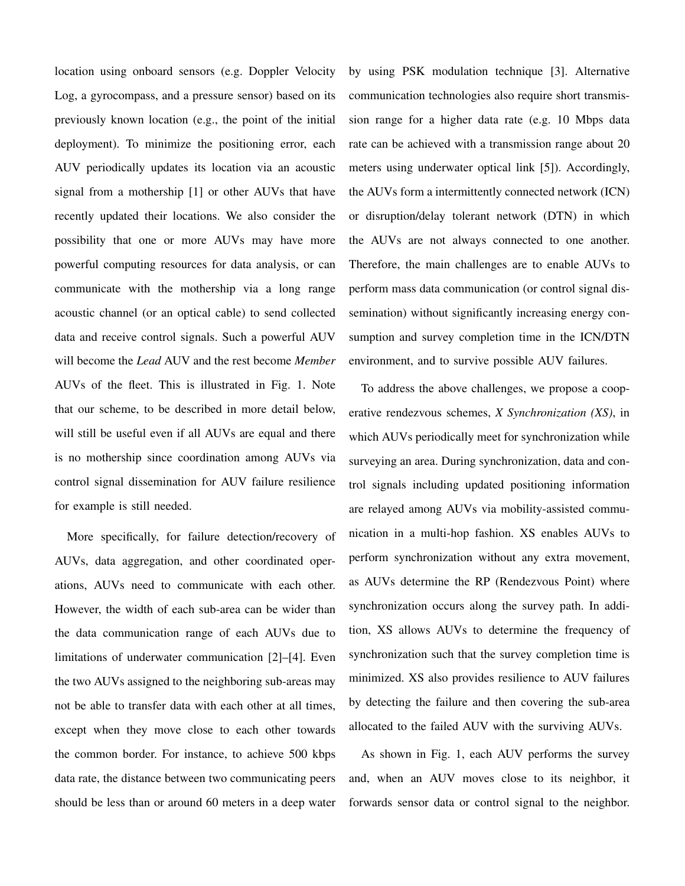location using onboard sensors (e.g. Doppler Velocity Log, a gyrocompass, and a pressure sensor) based on its previously known location (e.g., the point of the initial deployment). To minimize the positioning error, each AUV periodically updates its location via an acoustic signal from a mothership [1] or other AUVs that have recently updated their locations. We also consider the possibility that one or more AUVs may have more powerful computing resources for data analysis, or can communicate with the mothership via a long range acoustic channel (or an optical cable) to send collected data and receive control signals. Such a powerful AUV will become the *Lead* AUV and the rest become *Member* AUVs of the fleet. This is illustrated in Fig. 1. Note that our scheme, to be described in more detail below, will still be useful even if all AUVs are equal and there is no mothership since coordination among AUVs via control signal dissemination for AUV failure resilience for example is still needed.

More specifically, for failure detection/recovery of AUVs, data aggregation, and other coordinated operations, AUVs need to communicate with each other. However, the width of each sub-area can be wider than the data communication range of each AUVs due to limitations of underwater communication [2]–[4]. Even the two AUVs assigned to the neighboring sub-areas may not be able to transfer data with each other at all times, except when they move close to each other towards the common border. For instance, to achieve 500 kbps data rate, the distance between two communicating peers should be less than or around 60 meters in a deep water by using PSK modulation technique [3]. Alternative communication technologies also require short transmission range for a higher data rate (e.g. 10 Mbps data rate can be achieved with a transmission range about 20 meters using underwater optical link [5]). Accordingly, the AUVs form a intermittently connected network (ICN) or disruption/delay tolerant network (DTN) in which the AUVs are not always connected to one another. Therefore, the main challenges are to enable AUVs to perform mass data communication (or control signal dissemination) without significantly increasing energy consumption and survey completion time in the ICN/DTN environment, and to survive possible AUV failures.

To address the above challenges, we propose a cooperative rendezvous schemes, *X Synchronization (XS)*, in which AUVs periodically meet for synchronization while surveying an area. During synchronization, data and control signals including updated positioning information are relayed among AUVs via mobility-assisted communication in a multi-hop fashion. XS enables AUVs to perform synchronization without any extra movement, as AUVs determine the RP (Rendezvous Point) where synchronization occurs along the survey path. In addition, XS allows AUVs to determine the frequency of synchronization such that the survey completion time is minimized. XS also provides resilience to AUV failures by detecting the failure and then covering the sub-area allocated to the failed AUV with the surviving AUVs.

As shown in Fig. 1, each AUV performs the survey and, when an AUV moves close to its neighbor, it forwards sensor data or control signal to the neighbor.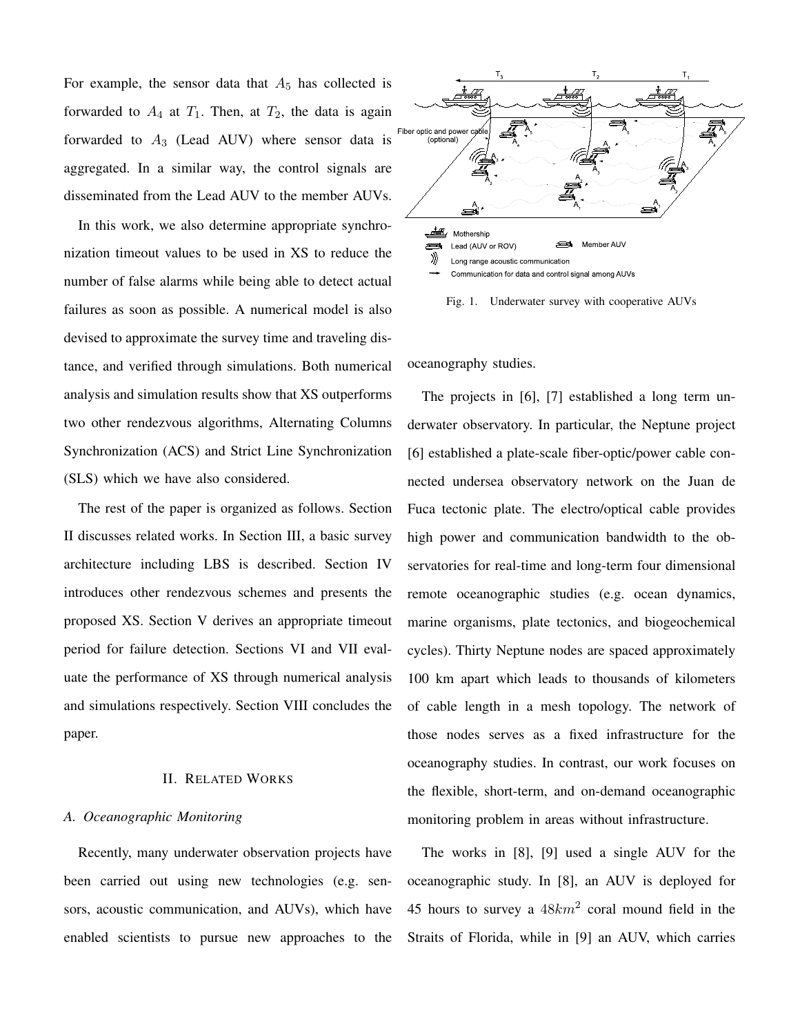For example, the sensor data that $A_5$ has collected is forwarded to $A_4$ at $T_1$. Then, at $T_2$, the data is again forwarded to $A_3$ (Lead AUV) where sensor data is aggregated. In a similar way, the control signals are disseminated from the Lead AUV to the member AUVs.

In this work, we also determine appropriate synchronization timeout values to be used in XS to reduce the number of false alarms while being able to detect actual failures as soon as possible. A numerical model is also devised to approximate the survey time and traveling distance, and verified through simulations. Both numerical analysis and simulation results show that XS outperforms two other rendezvous algorithms, Alternating Columns Synchronization (ACS) and Strict Line Synchronization (SLS) which we have also considered.

The rest of the paper is organized as follows. Section II discusses related works. In Section III, a basic survey architecture including LBS is described. Section IV introduces other rendezvous schemes and presents the proposed XS. Section V derives an appropriate timeout period for failure detection. Sections VI and VII evaluate the performance of XS through numerical analysis and simulations respectively. Section VIII concludes the paper.

Fig. 1. Underwater survey with cooperative AUVs

## II. Related Works

### A. Oceanographic Monitoring

Recently, many underwater observation projects have been carried out using new technologies (e.g. sensors, acoustic communication, and AUVs), which have enabled scientists to pursue new approaches to the oceanography studies.

The projects in [6], [7] established a long term underwater observatory. In particular, the Neptune project [6] established a plate-scale fiber-optic/power cable connected undersea observatory network on the Juan de Fuca tectonic plate. The electro/optical cable provides high power and communication bandwidth to the observatories for real-time and long-term four dimensional remote oceanographic studies (e.g. ocean dynamics, marine organisms, plate tectonics, and biogeochemical cycles). Thirty Neptune nodes are spaced approximately 100 km apart which leads to thousands of kilometers of cable length in a mesh topology. The network of those nodes serves as a fixed infrastructure for the oceanography studies. In contrast, our work focuses on the flexible, short-term, and on-demand oceanographic monitoring problem in areas without infrastructure.

The works in [8], [9] used a single AUV for the oceanographic study. In [8], an AUV is deployed for 45 hours to survey a $48km^2$ coral mound field in the Straits of Florida, while in [9] an AUV, which carries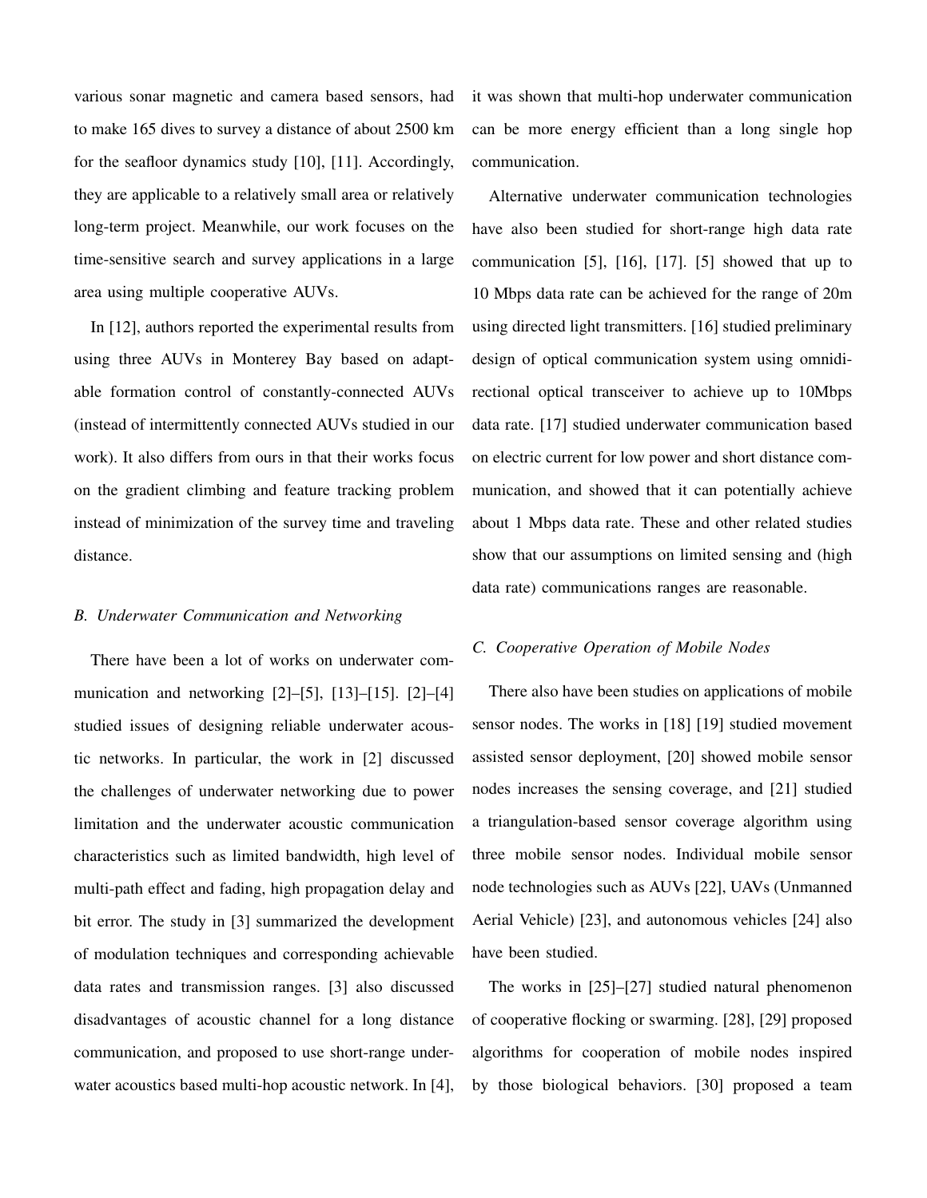various sonar magnetic and camera based sensors, had to make 165 dives to survey a distance of about 2500 km for the seafloor dynamics study [10], [11]. Accordingly, they are applicable to a relatively small area or relatively long-term project. Meanwhile, our work focuses on the time-sensitive search and survey applications in a large area using multiple cooperative AUVs.

In [12], authors reported the experimental results from using three AUVs in Monterey Bay based on adaptable formation control of constantly-connected AUVs (instead of intermittently connected AUVs studied in our work). It also differs from ours in that their works focus on the gradient climbing and feature tracking problem instead of minimization of the survey time and traveling distance.

### *B. Underwater Communication and Networking*

There have been a lot of works on underwater communication and networking [2]–[5], [13]–[15]. [2]–[4] studied issues of designing reliable underwater acoustic networks. In particular, the work in [2] discussed the challenges of underwater networking due to power limitation and the underwater acoustic communication characteristics such as limited bandwidth, high level of multi-path effect and fading, high propagation delay and bit error. The study in [3] summarized the development of modulation techniques and corresponding achievable data rates and transmission ranges. [3] also discussed disadvantages of acoustic channel for a long distance communication, and proposed to use short-range underwater acoustics based multi-hop acoustic network. In [4], it was shown that multi-hop underwater communication can be more energy efficient than a long single hop communication.

Alternative underwater communication technologies have also been studied for short-range high data rate communication [5], [16], [17]. [5] showed that up to 10 Mbps data rate can be achieved for the range of 20m using directed light transmitters. [16] studied preliminary design of optical communication system using omnidirectional optical transceiver to achieve up to 10Mbps data rate. [17] studied underwater communication based on electric current for low power and short distance communication, and showed that it can potentially achieve about 1 Mbps data rate. These and other related studies show that our assumptions on limited sensing and (high data rate) communications ranges are reasonable.

### *C. Cooperative Operation of Mobile Nodes*

There also have been studies on applications of mobile sensor nodes. The works in [18] [19] studied movement assisted sensor deployment, [20] showed mobile sensor nodes increases the sensing coverage, and [21] studied a triangulation-based sensor coverage algorithm using three mobile sensor nodes. Individual mobile sensor node technologies such as AUVs [22], UAVs (Unmanned Aerial Vehicle) [23], and autonomous vehicles [24] also have been studied.

The works in [25]–[27] studied natural phenomenon of cooperative flocking or swarming. [28], [29] proposed algorithms for cooperation of mobile nodes inspired by those biological behaviors. [30] proposed a team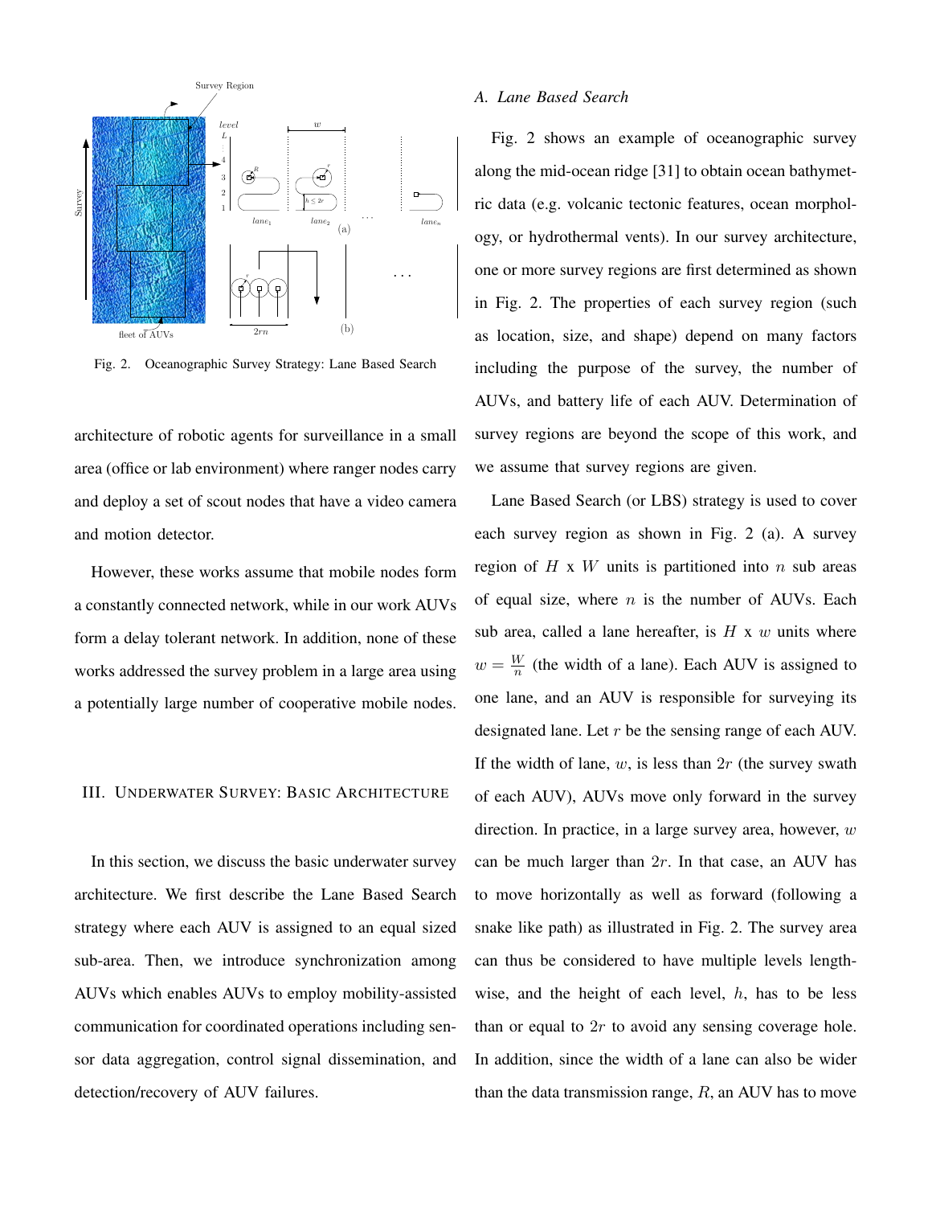Fig. 2. Oceanographic Survey Strategy: Lane Based Search

architecture of robotic agents for surveillance in a small area (office or lab environment) where ranger nodes carry and deploy a set of scout nodes that have a video camera and motion detector.

However, these works assume that mobile nodes form a constantly connected network, while in our work AUVs form a delay tolerant network. In addition, none of these works addressed the survey problem in a large area using a potentially large number of cooperative mobile nodes.

## III. Underwater Survey: Basic Architecture

In this section, we discuss the basic underwater survey architecture. We first describe the Lane Based Search strategy where each AUV is assigned to an equal sized sub-area. Then, we introduce synchronization among AUVs which enables AUVs to employ mobility-assisted communication for coordinated operations including sensor data aggregation, control signal dissemination, and detection/recovery of AUV failures.

### A. Lane Based Search

Fig. 2 shows an example of oceanographic survey along the mid-ocean ridge [31] to obtain ocean bathymetric data (e.g. volcanic tectonic features, ocean morphology, or hydrothermal vents). In our survey architecture, one or more survey regions are first determined as shown in Fig. 2. The properties of each survey region (such as location, size, and shape) depend on many factors including the purpose of the survey, the number of AUVs, and battery life of each AUV. Determination of survey regions are beyond the scope of this work, and we assume that survey regions are given.

Lane Based Search (or LBS) strategy is used to cover each survey region as shown in Fig. 2 (a). A survey region of $H$ x $W$ units is partitioned into $n$ sub areas of equal size, where $n$ is the number of AUVs. Each sub area, called a lane hereafter, is $H$ x $w$ units where $w = \frac{W}{n}$ (the width of a lane). Each AUV is assigned to one lane, and an AUV is responsible for surveying its designated lane. Let $r$ be the sensing range of each AUV. If the width of lane, $w$, is less than $2r$ (the survey swath of each AUV), AUVs move only forward in the survey direction. In practice, in a large survey area, however, $w$ can be much larger than $2r$. In that case, an AUV has to move horizontally as well as forward (following a snake like path) as illustrated in Fig. 2. The survey area can thus be considered to have multiple levels length-wise, and the height of each level, $h$, has to be less than or equal to $2r$ to avoid any sensing coverage hole. In addition, since the width of a lane can also be wider than the data transmission range, $R$, an AUV has to move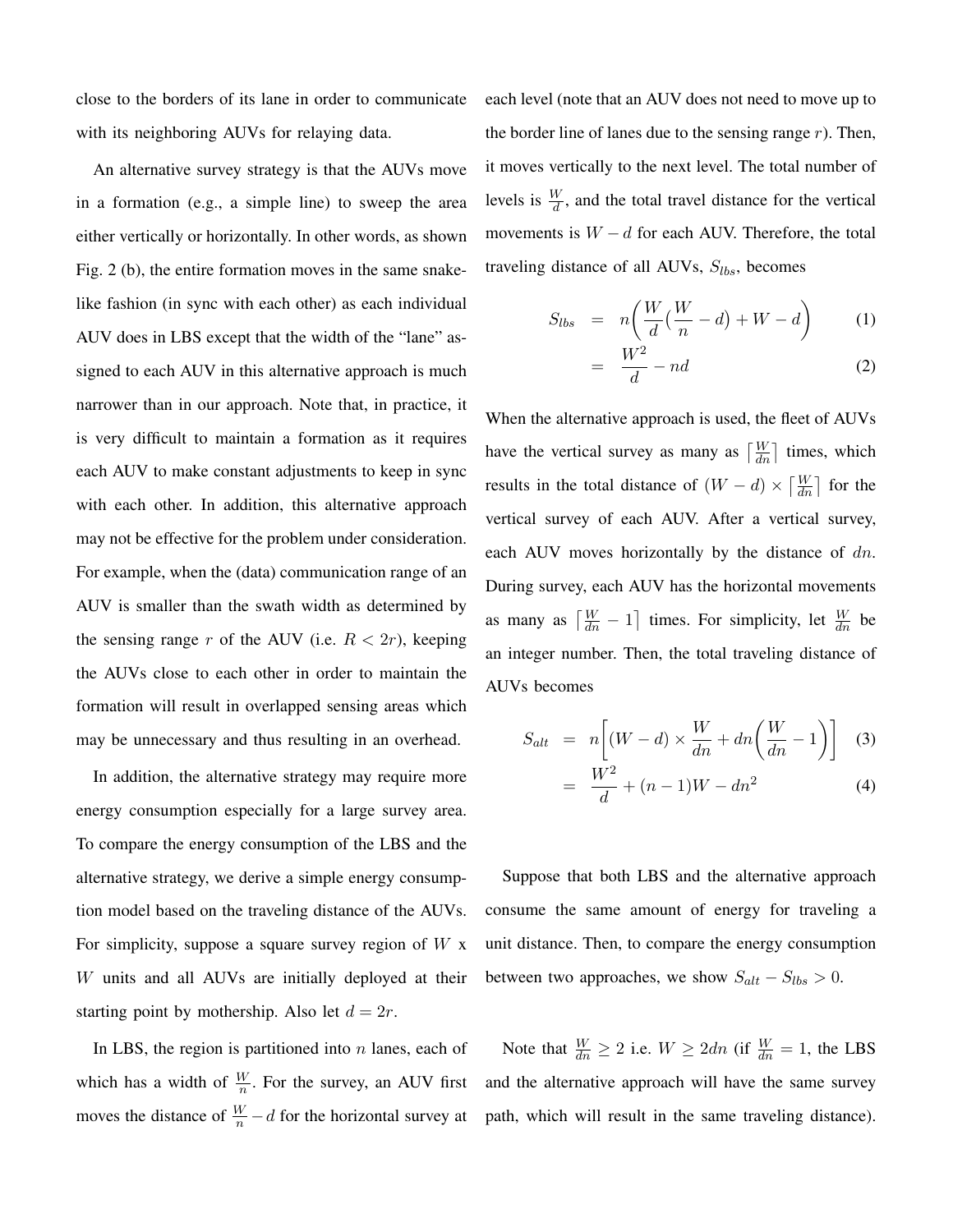close to the borders of its lane in order to communicate with its neighboring AUVs for relaying data.

An alternative survey strategy is that the AUVs move in a formation (e.g., a simple line) to sweep the area either vertically or horizontally. In other words, as shown Fig. 2 (b), the entire formation moves in the same snake-like fashion (in sync with each other) as each individual AUV does in LBS except that the width of the "lane" assigned to each AUV in this alternative approach is much narrower than in our approach. Note that, in practice, it is very difficult to maintain a formation as it requires each AUV to make constant adjustments to keep in sync with each other. In addition, this alternative approach may not be effective for the problem under consideration. For example, when the (data) communication range of an AUV is smaller than the swath width as determined by the sensing range $r$ of the AUV (i.e. $R < 2r$), keeping the AUVs close to each other in order to maintain the formation will result in overlapped sensing areas which may be unnecessary and thus resulting in an overhead.

In addition, the alternative strategy may require more energy consumption especially for a large survey area. To compare the energy consumption of the LBS and the alternative strategy, we derive a simple energy consumption model based on the traveling distance of the AUVs. For simplicity, suppose a square survey region of $W$ x $W$ units and all AUVs are initially deployed at their starting point by mothership. Also let $d = 2r$.

In LBS, the region is partitioned into $n$ lanes, each of which has a width of $\frac{W}{n}$. For the survey, an AUV first moves the distance of $\frac{W}{n} - d$ for the horizontal survey at each level (note that an AUV does not need to move up to the border line of lanes due to the sensing range $r$). Then, it moves vertically to the next level. The total number of levels is $\frac{W}{d}$, and the total travel distance for the vertical movements is $W - d$ for each AUV. Therefore, the total traveling distance of all AUVs, $S_{lbs}$, becomes

$$
\begin{aligned}
S_{lbs} &= n\left(\frac{W}{d}\left(\frac{W}{n} - d\right) + W - d\right) && (1)\\
&= \frac{W^2}{d} - nd && (2)
\end{aligned}
$$

When the alternative approach is used, the fleet of AUVs have the vertical survey as many as $\lceil \frac{W}{dn} \rceil$ times, which results in the total distance of $(W - d) \times \lceil \frac{W}{dn} \rceil$ for the vertical survey of each AUV. After a vertical survey, each AUV moves horizontally by the distance of $dn$. During survey, each AUV has the horizontal movements as many as $\lceil \frac{W}{dn} - 1 \rceil$ times. For simplicity, let $\frac{W}{dn}$ be an integer number. Then, the total traveling distance of AUVs becomes

$$
\begin{aligned}
S_{alt} &= n\left[(W - d) \times \frac{W}{dn} + dn\left(\frac{W}{dn} - 1\right)\right] && (3)\\
&= \frac{W^2}{d} + (n-1)W - dn^2 && (4)
\end{aligned}
$$

Suppose that both LBS and the alternative approach consume the same amount of energy for traveling a unit distance. Then, to compare the energy consumption between two approaches, we show $S_{alt} - S_{lbs} > 0$.

Note that $\frac{W}{dn} \geq 2$ i.e. $W \geq 2dn$ (if $\frac{W}{dn} = 1$, the LBS and the alternative approach will have the same survey path, which will result in the same traveling distance).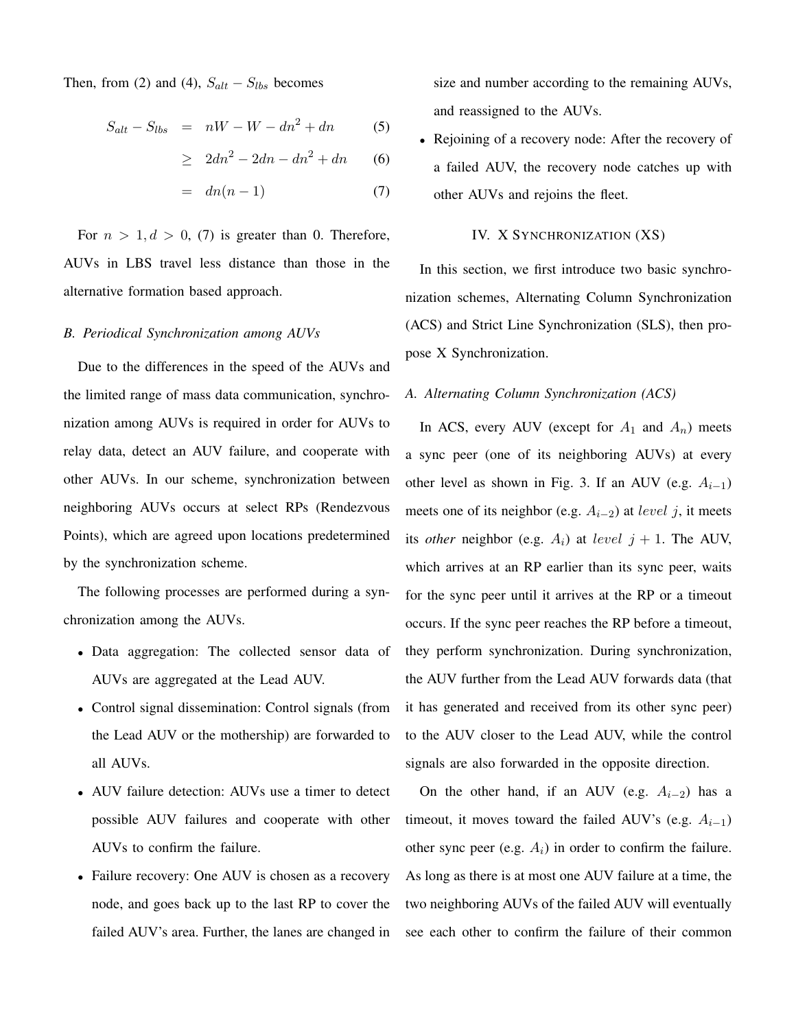Then, from (2) and (4), $S_{alt} - S_{lbs}$ becomes

$$
\begin{aligned}
S_{alt} - S_{lbs} &= nW - W - dn^2 + dn && (5) \\
&\geq 2dn^2 - 2dn - dn^2 + dn && (6) \\
&= dn(n-1) && (7)
\end{aligned}
$$

For $n > 1, d > 0$, (7) is greater than 0. Therefore, AUVs in LBS travel less distance than those in the alternative formation based approach.

### *B. Periodical Synchronization among AUVs*

Due to the differences in the speed of the AUVs and the limited range of mass data communication, synchronization among AUVs is required in order for AUVs to relay data, detect an AUV failure, and cooperate with other AUVs. In our scheme, synchronization between neighboring AUVs occurs at select RPs (Rendezvous Points), which are agreed upon locations predetermined by the synchronization scheme.

The following processes are performed during a synchronization among the AUVs.

- Data aggregation: The collected sensor data of AUVs are aggregated at the Lead AUV.
- Control signal dissemination: Control signals (from the Lead AUV or the mothership) are forwarded to all AUVs.
- AUV failure detection: AUVs use a timer to detect possible AUV failures and cooperate with other AUVs to confirm the failure.
- Failure recovery: One AUV is chosen as a recovery node, and goes back up to the last RP to cover the failed AUV's area. Further, the lanes are changed in size and number according to the remaining AUVs, and reassigned to the AUVs.
- Rejoining of a recovery node: After the recovery of a failed AUV, the recovery node catches up with other AUVs and rejoins the fleet.

## IV. X Synchronization (XS)

In this section, we first introduce two basic synchronization schemes, Alternating Column Synchronization (ACS) and Strict Line Synchronization (SLS), then propose X Synchronization.

### *A. Alternating Column Synchronization (ACS)*

In ACS, every AUV (except for $A_1$ and $A_n$) meets a sync peer (one of its neighboring AUVs) at every other level as shown in Fig. 3. If an AUV (e.g. $A_{i-1}$) meets one of its neighbor (e.g. $A_{i-2}$) at $level\ j$, it meets its *other* neighbor (e.g. $A_i$) at $level\ j+1$. The AUV, which arrives at an RP earlier than its sync peer, waits for the sync peer until it arrives at the RP or a timeout occurs. If the sync peer reaches the RP before a timeout, they perform synchronization. During synchronization, the AUV further from the Lead AUV forwards data (that it has generated and received from its other sync peer) to the AUV closer to the Lead AUV, while the control signals are also forwarded in the opposite direction.

On the other hand, if an AUV (e.g. $A_{i-2}$) has a timeout, it moves toward the failed AUV's (e.g. $A_{i-1}$) other sync peer (e.g. $A_i$) in order to confirm the failure. As long as there is at most one AUV failure at a time, the two neighboring AUVs of the failed AUV will eventually see each other to confirm the failure of their common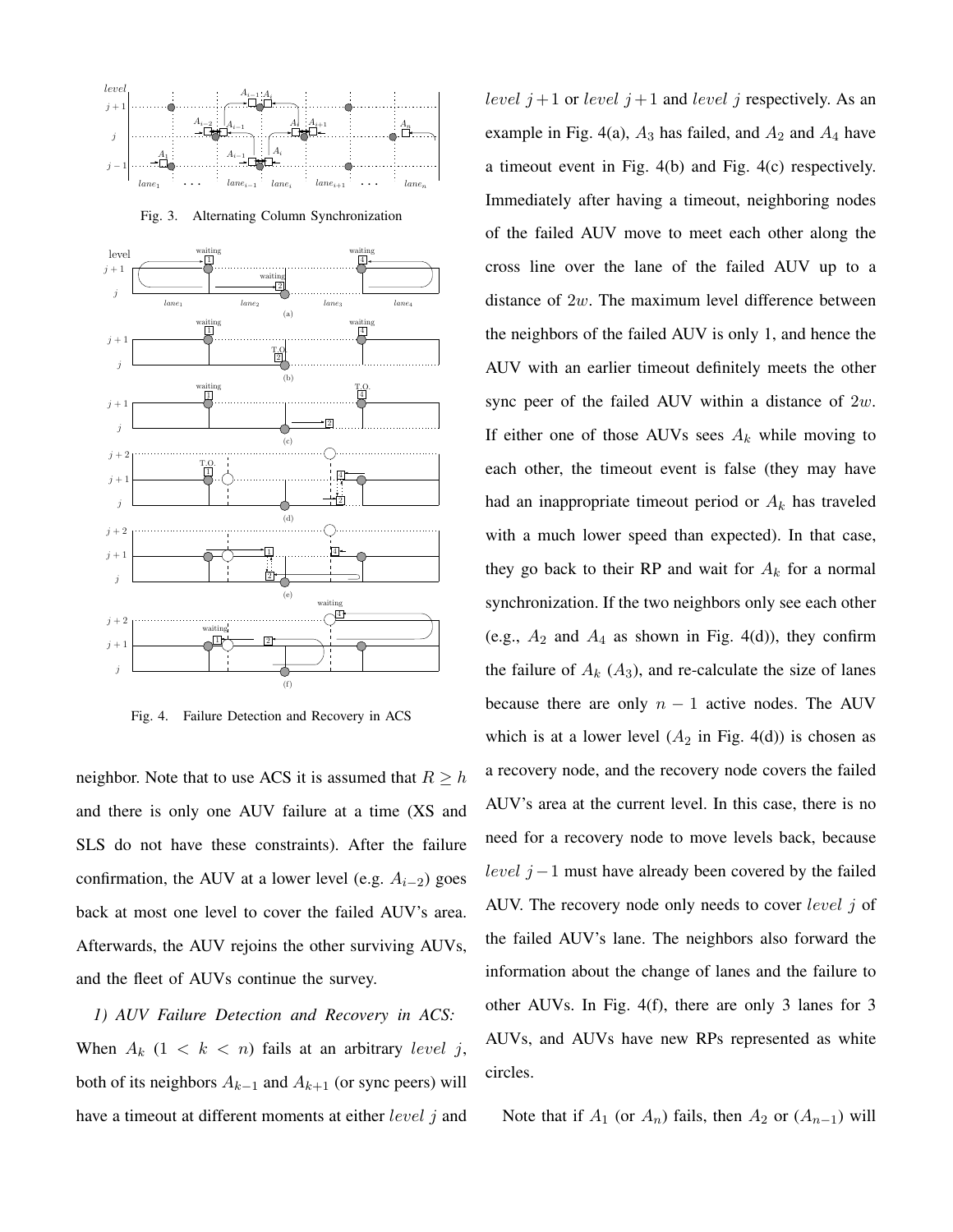Fig. 3. Alternating Column Synchronization

Fig. 4. Failure Detection and Recovery in ACS

neighbor. Note that to use ACS it is assumed that $R \geq h$ and there is only one AUV failure at a time (XS and SLS do not have these constraints). After the failure confirmation, the AUV at a lower level (e.g. $A_{i-2}$) goes back at most one level to cover the failed AUV's area. Afterwards, the AUV rejoins the other surviving AUVs, and the fleet of AUVs continue the survey.

*1) AUV Failure Detection and Recovery in ACS:* When $A_k$ ($1 < k < n$) fails at an arbitrary $level\ j$, both of its neighbors $A_{k-1}$ and $A_{k+1}$ (or sync peers) will have a timeout at different moments at either $level\ j$ and $level\ j+1$ or $level\ j+1$ and $level\ j$ respectively. As an example in Fig. 4(a), $A_3$ has failed, and $A_2$ and $A_4$ have a timeout event in Fig. 4(b) and Fig. 4(c) respectively. Immediately after having a timeout, neighboring nodes of the failed AUV move to meet each other along the cross line over the lane of the failed AUV up to a distance of $2w$. The maximum level difference between the neighbors of the failed AUV is only 1, and hence the AUV with an earlier timeout definitely meets the other sync peer of the failed AUV within a distance of $2w$. If either one of those AUVs sees $A_k$ while moving to each other, the timeout event is false (they may have had an inappropriate timeout period or $A_k$ has traveled with a much lower speed than expected). In that case, they go back to their RP and wait for $A_k$ for a normal synchronization. If the two neighbors only see each other (e.g., $A_2$ and $A_4$ as shown in Fig. 4(d)), they confirm the failure of $A_k$ ($A_3$), and re-calculate the size of lanes because there are only $n-1$ active nodes. The AUV which is at a lower level ($A_2$ in Fig. 4(d)) is chosen as a recovery node, and the recovery node covers the failed AUV's area at the current level. In this case, there is no need for a recovery node to move levels back, because $level\ j-1$ must have already been covered by the failed AUV. The recovery node only needs to cover $level\ j$ of the failed AUV's lane. The neighbors also forward the information about the change of lanes and the failure to other AUVs. In Fig. 4(f), there are only 3 lanes for 3 AUVs, and AUVs have new RPs represented as white circles.

Note that if $A_1$ (or $A_n$) fails, then $A_2$ or ($A_{n-1}$) will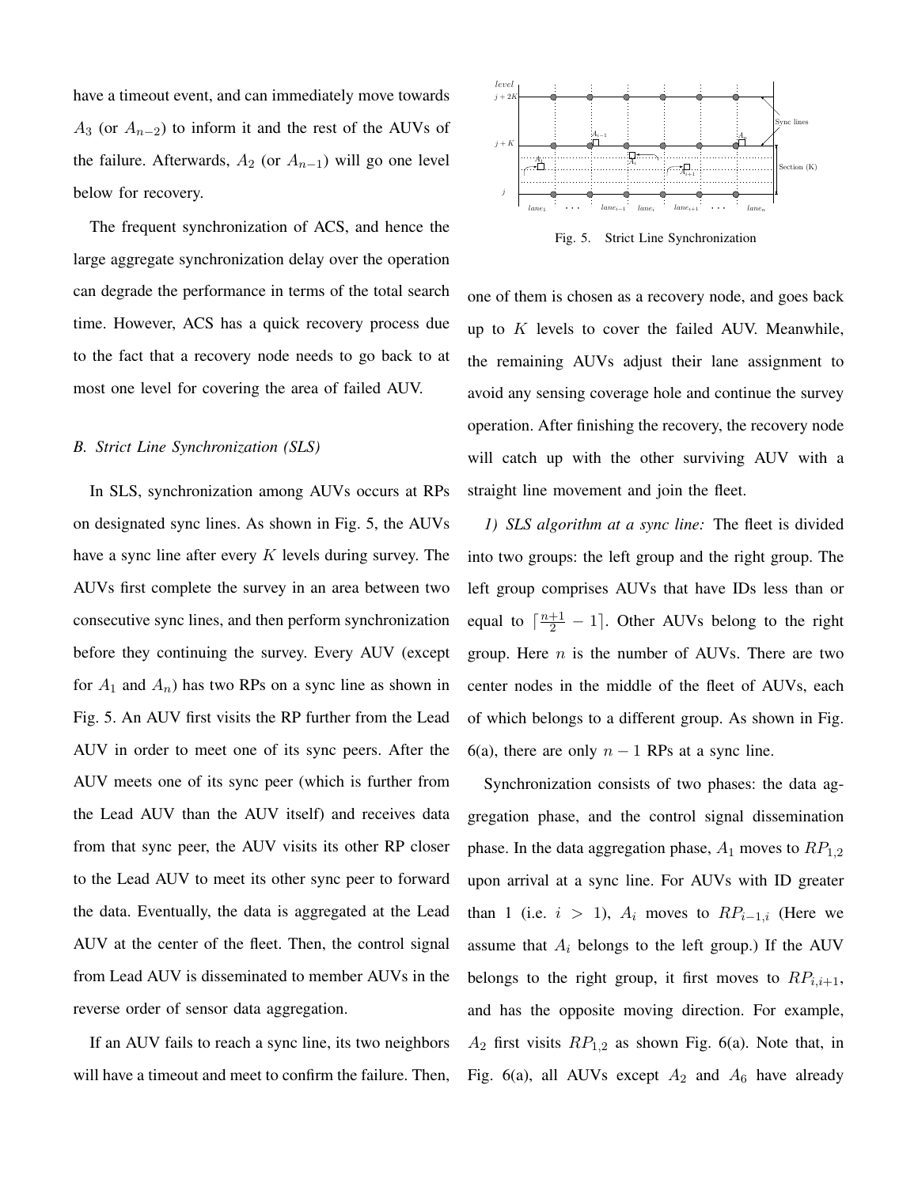have a timeout event, and can immediately move towards $A_3$ (or $A_{n-2}$) to inform it and the rest of the AUVs of the failure. Afterwards, $A_2$ (or $A_{n-1}$) will go one level below for recovery.

The frequent synchronization of ACS, and hence the large aggregate synchronization delay over the operation can degrade the performance in terms of the total search time. However, ACS has a quick recovery process due to the fact that a recovery node needs to go back to at most one level for covering the area of failed AUV.

### *B. Strict Line Synchronization (SLS)*

In SLS, synchronization among AUVs occurs at RPs on designated sync lines. As shown in Fig. 5, the AUVs have a sync line after every $K$ levels during survey. The AUVs first complete the survey in an area between two consecutive sync lines, and then perform synchronization before they continuing the survey. Every AUV (except for $A_1$ and $A_n$) has two RPs on a sync line as shown in Fig. 5. An AUV first visits the RP further from the Lead AUV in order to meet one of its sync peers. After the AUV meets one of its sync peer (which is further from the Lead AUV than the AUV itself) and receives data from that sync peer, the AUV visits its other RP closer to the Lead AUV to meet its other sync peer to forward the data. Eventually, the data is aggregated at the Lead AUV at the center of the fleet. Then, the control signal from Lead AUV is disseminated to member AUVs in the reverse order of sensor data aggregation.

If an AUV fails to reach a sync line, its two neighbors will have a timeout and meet to confirm the failure. Then, one of them is chosen as a recovery node, and goes back up to $K$ levels to cover the failed AUV. Meanwhile, the remaining AUVs adjust their lane assignment to avoid any sensing coverage hole and continue the survey operation. After finishing the recovery, the recovery node will catch up with the other surviving AUV with a straight line movement and join the fleet.

Fig. 5. Strict Line Synchronization

*1) SLS algorithm at a sync line:* The fleet is divided into two groups: the left group and the right group. The left group comprises AUVs that have IDs less than or equal to $\lceil \frac{n+1}{2} - 1 \rceil$. Other AUVs belong to the right group. Here $n$ is the number of AUVs. There are two center nodes in the middle of the fleet of AUVs, each of which belongs to a different group. As shown in Fig. 6(a), there are only $n-1$ RPs at a sync line.

Synchronization consists of two phases: the data aggregation phase, and the control signal dissemination phase. In the data aggregation phase, $A_1$ moves to $RP_{1,2}$ upon arrival at a sync line. For AUVs with ID greater than 1 (i.e. $i > 1$), $A_i$ moves to $RP_{i-1,i}$ (Here we assume that $A_i$ belongs to the left group.) If the AUV belongs to the right group, it first moves to $RP_{i,i+1}$, and has the opposite moving direction. For example, $A_2$ first visits $RP_{1,2}$ as shown Fig. 6(a). Note that, in Fig. 6(a), all AUVs except $A_2$ and $A_6$ have already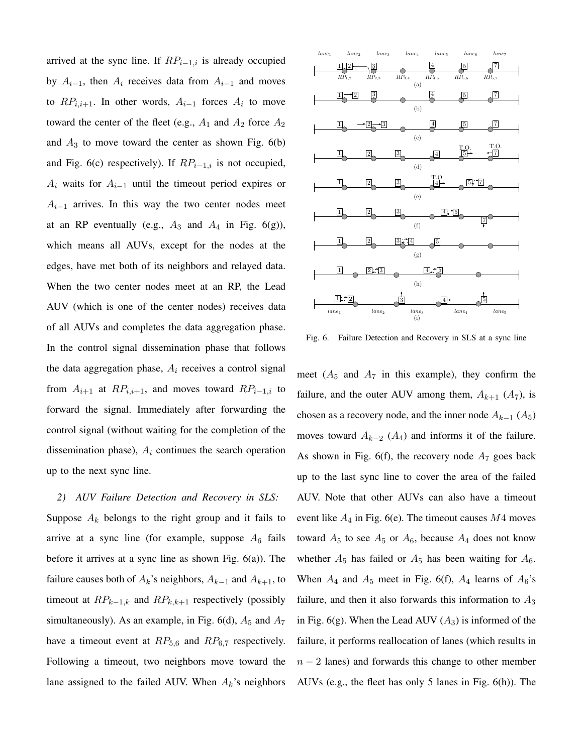arrived at the sync line. If $RP_{i-1,i}$ is already occupied by $A_{i-1}$, then $A_i$ receives data from $A_{i-1}$ and moves to $RP_{i,i+1}$. In other words, $A_{i-1}$ forces $A_i$ to move toward the center of the fleet (e.g., $A_1$ and $A_2$ force $A_2$ and $A_3$ to move toward the center as shown Fig. 6(b) and Fig. 6(c) respectively). If $RP_{i-1,i}$ is not occupied, $A_i$ waits for $A_{i-1}$ until the timeout period expires or $A_{i-1}$ arrives. In this way the two center nodes meet at an RP eventually (e.g., $A_3$ and $A_4$ in Fig. 6(g)), which means all AUVs, except for the nodes at the edges, have met both of its neighbors and relayed data. When the two center nodes meet at an RP, the Lead AUV (which is one of the center nodes) receives data of all AUVs and completes the data aggregation phase. In the control signal dissemination phase that follows the data aggregation phase, $A_i$ receives a control signal from $A_{i+1}$ at $RP_{i,i+1}$, and moves toward $RP_{i-1,i}$ to forward the signal. Immediately after forwarding the control signal (without waiting for the completion of the dissemination phase), $A_i$ continues the search operation up to the next sync line.

*2) AUV Failure Detection and Recovery in SLS:* Suppose $A_k$ belongs to the right group and it fails to arrive at a sync line (for example, suppose $A_6$ fails before it arrives at a sync line as shown Fig. 6(a)). The failure causes both of $A_k$'s neighbors, $A_{k-1}$ and $A_{k+1}$, to timeout at $RP_{k-1,k}$ and $RP_{k,k+1}$ respectively (possibly simultaneously). As an example, in Fig. 6(d), $A_5$ and $A_7$ have a timeout event at $RP_{5,6}$ and $RP_{6,7}$ respectively. Following a timeout, two neighbors move toward the lane assigned to the failed AUV. When $A_k$'s neighbors

Fig. 6. Failure Detection and Recovery in SLS at a sync line

meet ($A_5$ and $A_7$ in this example), they confirm the failure, and the outer AUV among them, $A_{k+1}$ ($A_7$), is chosen as a recovery node, and the inner node $A_{k-1}$ ($A_5$) moves toward $A_{k-2}$ ($A_4$) and informs it of the failure. As shown in Fig. 6(f), the recovery node $A_7$ goes back up to the last sync line to cover the area of the failed AUV. Note that other AUVs can also have a timeout event like $A_4$ in Fig. 6(e). The timeout causes $M4$ moves toward $A_5$ to see $A_5$ or $A_6$, because $A_4$ does not know whether $A_5$ has failed or $A_5$ has been waiting for $A_6$. When $A_4$ and $A_5$ meet in Fig. 6(f), $A_4$ learns of $A_6$'s failure, and then it also forwards this information to $A_3$ in Fig. 6(g). When the Lead AUV ($A_3$) is informed of the failure, it performs reallocation of lanes (which results in $n-2$ lanes) and forwards this change to other member AUVs (e.g., the fleet has only 5 lanes in Fig. 6(h)). The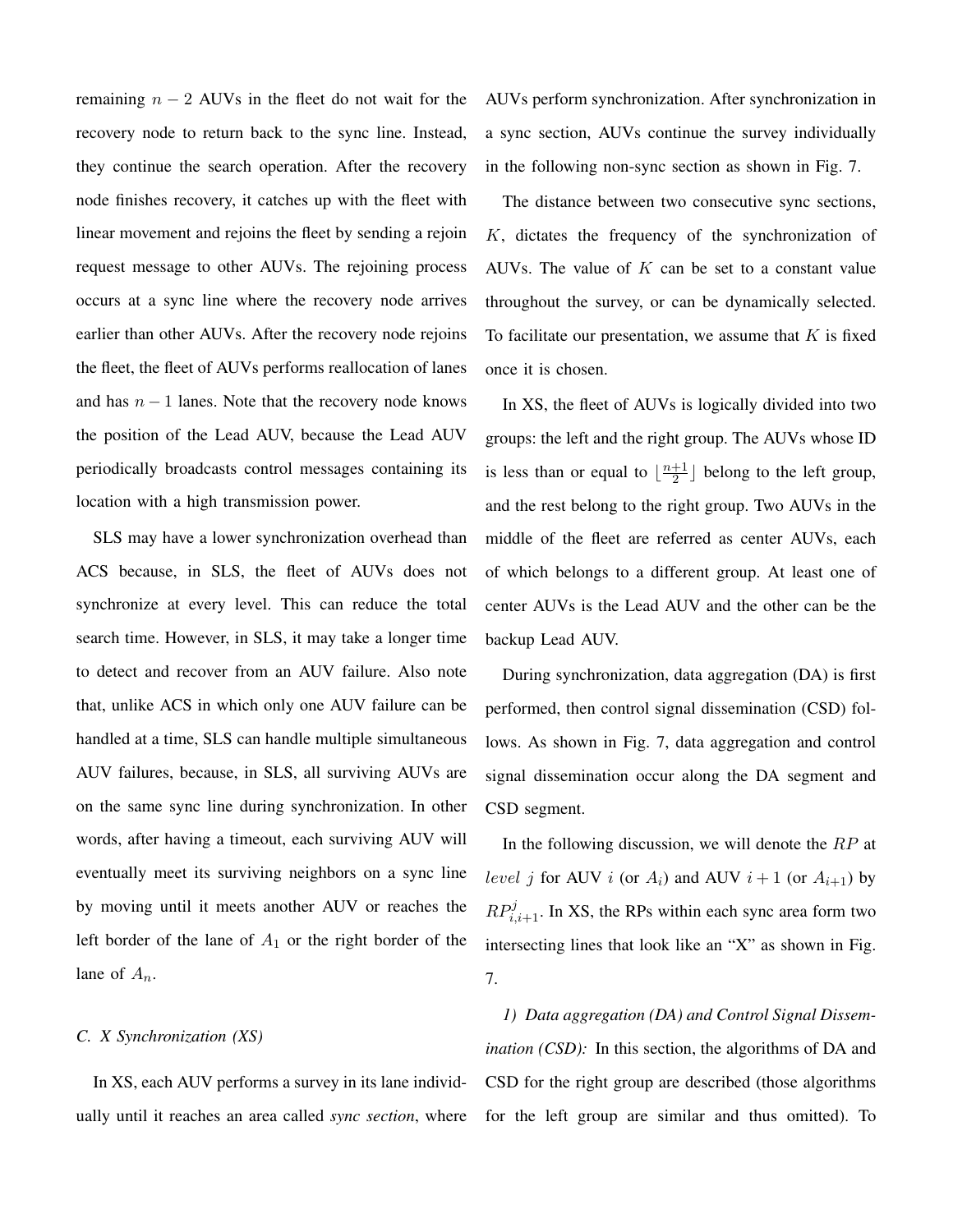remaining $n-2$ AUVs in the fleet do not wait for the recovery node to return back to the sync line. Instead, they continue the search operation. After the recovery node finishes recovery, it catches up with the fleet with linear movement and rejoins the fleet by sending a rejoin request message to other AUVs. The rejoining process occurs at a sync line where the recovery node arrives earlier than other AUVs. After the recovery node rejoins the fleet, the fleet of AUVs performs reallocation of lanes and has $n-1$ lanes. Note that the recovery node knows the position of the Lead AUV, because the Lead AUV periodically broadcasts control messages containing its location with a high transmission power.

SLS may have a lower synchronization overhead than ACS because, in SLS, the fleet of AUVs does not synchronize at every level. This can reduce the total search time. However, in SLS, it may take a longer time to detect and recover from an AUV failure. Also note that, unlike ACS in which only one AUV failure can be handled at a time, SLS can handle multiple simultaneous AUV failures, because, in SLS, all surviving AUVs are on the same sync line during synchronization. In other words, after having a timeout, each surviving AUV will eventually meet its surviving neighbors on a sync line by moving until it meets another AUV or reaches the left border of the lane of $A_1$ or the right border of the lane of $A_n$.

### C. X Synchronization (XS)

In XS, each AUV performs a survey in its lane individually until it reaches an area called *sync section*, where AUVs perform synchronization. After synchronization in a sync section, AUVs continue the survey individually in the following non-sync section as shown in Fig. 7.

The distance between two consecutive sync sections, $K$, dictates the frequency of the synchronization of AUVs. The value of $K$ can be set to a constant value throughout the survey, or can be dynamically selected. To facilitate our presentation, we assume that $K$ is fixed once it is chosen.

In XS, the fleet of AUVs is logically divided into two groups: the left and the right group. The AUVs whose ID is less than or equal to $\lfloor \frac{n+1}{2} \rfloor$ belong to the left group, and the rest belong to the right group. Two AUVs in the middle of the fleet are referred as center AUVs, each of which belongs to a different group. At least one of center AUVs is the Lead AUV and the other can be the backup Lead AUV.

During synchronization, data aggregation (DA) is first performed, then control signal dissemination (CSD) follows. As shown in Fig. 7, data aggregation and control signal dissemination occur along the DA segment and CSD segment.

In the following discussion, we will denote the $RP$ at $level\ j$ for AUV $i$ (or $A_i$) and AUV $i+1$ (or $A_{i+1}$) by $RP^j_{i,i+1}$. In XS, the RPs within each sync area form two intersecting lines that look like an "X" as shown in Fig. 7.

*1) Data aggregation (DA) and Control Signal Dissemination (CSD):* In this section, the algorithms of DA and CSD for the right group are described (those algorithms for the left group are similar and thus omitted). To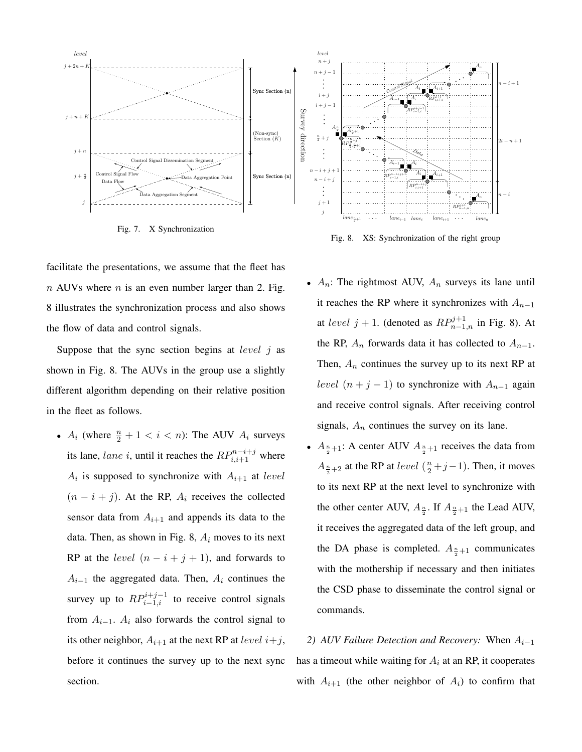Fig. 7. X Synchronization

Fig. 8. XS: Synchronization of the right group

facilitate the presentations, we assume that the fleet has $n$ AUVs where $n$ is an even number larger than 2. Fig. 8 illustrates the synchronization process and also shows the flow of data and control signals.

Suppose that the sync section begins at $level\ j$ as shown in Fig. 8. The AUVs in the group use a slightly different algorithm depending on their relative position in the fleet as follows.

- $A_i$ (where $\frac{n}{2}+1 < i < n$): The AUV $A_i$ surveys its lane, $lane\ i$, until it reaches the $RP_{i,i+1}^{n-i+j}$ where $A_i$ is supposed to synchronize with $A_{i+1}$ at $level$ $(n-i+j)$. At the RP, $A_i$ receives the collected sensor data from $A_{i+1}$ and appends its data to the data. Then, as shown in Fig. 8, $A_i$ moves to its next RP at the $level$ $(n-i+j+1)$, and forwards to $A_{i-1}$ the aggregated data. Then, $A_i$ continues the survey up to $RP_{i-1,i}^{i+j-1}$ to receive control signals from $A_{i-1}$. $A_i$ also forwards the control signal to its other neighbor, $A_{i+1}$ at the next RP at $level\ i+j$, before it continues the survey up to the next sync section.
- $A_n$: The rightmost AUV, $A_n$ surveys its lane until it reaches the RP where it synchronizes with $A_{n-1}$ at $level\ j+1$. (denoted as $RP_{n-1,n}^{j+1}$ in Fig. 8). At the RP, $A_n$ forwards data it has collected to $A_{n-1}$. Then, $A_n$ continues the survey up to its next RP at $level$ $(n+j-1)$ to synchronize with $A_{n-1}$ again and receive control signals. After receiving control signals, $A_n$ continues the survey on its lane.
- $A_{\frac{n}{2}+1}$: A center AUV $A_{\frac{n}{2}+1}$ receives the data from $A_{\frac{n}{2}+2}$ at the RP at $level$ $(\frac{n}{2}+j-1)$. Then, it moves to its next RP at the next level to synchronize with the other center AUV, $A_{\frac{n}{2}}$. If $A_{\frac{n}{2}+1}$ the Lead AUV, it receives the aggregated data of the left group, and the DA phase is completed. $A_{\frac{n}{2}+1}$ communicates with the mothership if necessary and then initiates the CSD phase to disseminate the control signal or commands.

*2) AUV Failure Detection and Recovery:* When $A_{i-1}$ has a timeout while waiting for $A_i$ at an RP, it cooperates with $A_{i+1}$ (the other neighbor of $A_i$) to confirm that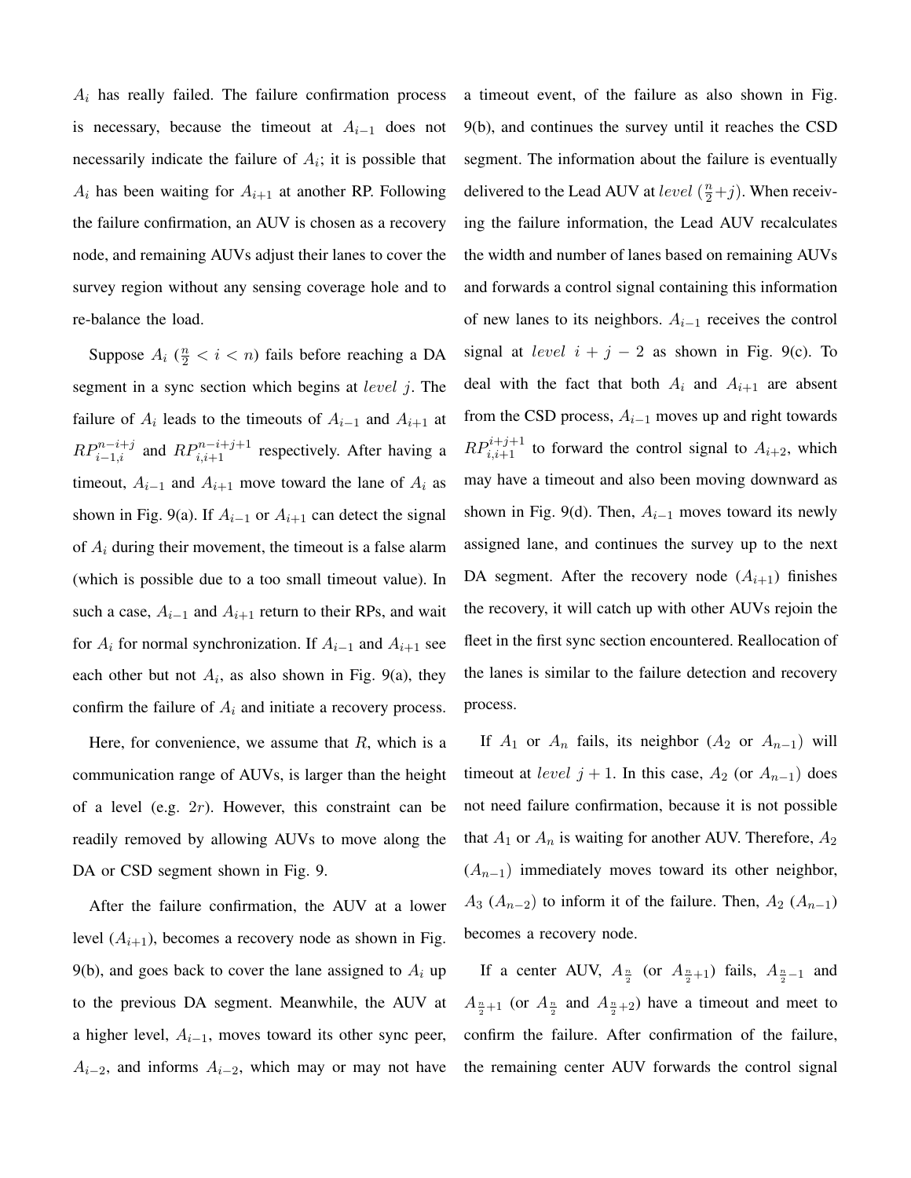$A_i$ has really failed. The failure confirmation process is necessary, because the timeout at $A_{i-1}$ does not necessarily indicate the failure of $A_i$; it is possible that $A_i$ has been waiting for $A_{i+1}$ at another RP. Following the failure confirmation, an AUV is chosen as a recovery node, and remaining AUVs adjust their lanes to cover the survey region without any sensing coverage hole and to re-balance the load.

Suppose $A_i$ ($\frac{n}{2} < i < n$) fails before reaching a DA segment in a sync section which begins at $level\ j$. The failure of $A_i$ leads to the timeouts of $A_{i-1}$ and $A_{i+1}$ at $RP_{i-1,i}^{n-i+j}$ and $RP_{i,i+1}^{n-i+j+1}$ respectively. After having a timeout, $A_{i-1}$ and $A_{i+1}$ move toward the lane of $A_i$ as shown in Fig. 9(a). If $A_{i-1}$ or $A_{i+1}$ can detect the signal of $A_i$ during their movement, the timeout is a false alarm (which is possible due to a too small timeout value). In such a case, $A_{i-1}$ and $A_{i+1}$ return to their RPs, and wait for $A_i$ for normal synchronization. If $A_{i-1}$ and $A_{i+1}$ see each other but not $A_i$, as also shown in Fig. 9(a), they confirm the failure of $A_i$ and initiate a recovery process.

Here, for convenience, we assume that $R$, which is a communication range of AUVs, is larger than the height of a level (e.g. $2r$). However, this constraint can be readily removed by allowing AUVs to move along the DA or CSD segment shown in Fig. 9.

After the failure confirmation, the AUV at a lower level ($A_{i+1}$), becomes a recovery node as shown in Fig. 9(b), and goes back to cover the lane assigned to $A_i$ up to the previous DA segment. Meanwhile, the AUV at a higher level, $A_{i-1}$, moves toward its other sync peer, $A_{i-2}$, and informs $A_{i-2}$, which may or may not have a timeout event, of the failure as also shown in Fig. 9(b), and continues the survey until it reaches the CSD segment. The information about the failure is eventually delivered to the Lead AUV at $level\ (\frac{n}{2}+j)$. When receiving the failure information, the Lead AUV recalculates the width and number of lanes based on remaining AUVs and forwards a control signal containing this information of new lanes to its neighbors. $A_{i-1}$ receives the control signal at $level\ i+j-2$ as shown in Fig. 9(c). To deal with the fact that both $A_i$ and $A_{i+1}$ are absent from the CSD process, $A_{i-1}$ moves up and right towards $RP_{i,i+1}^{i+j+1}$ to forward the control signal to $A_{i+2}$, which may have a timeout and also been moving downward as shown in Fig. 9(d). Then, $A_{i-1}$ moves toward its newly assigned lane, and continues the survey up to the next DA segment. After the recovery node ($A_{i+1}$) finishes the recovery, it will catch up with other AUVs rejoin the fleet in the first sync section encountered. Reallocation of the lanes is similar to the failure detection and recovery process.

If $A_1$ or $A_n$ fails, its neighbor ($A_2$ or $A_{n-1}$) will timeout at $level\ j+1$. In this case, $A_2$ (or $A_{n-1}$) does not need failure confirmation, because it is not possible that $A_1$ or $A_n$ is waiting for another AUV. Therefore, $A_2$ ($A_{n-1}$) immediately moves toward its other neighbor, $A_3$ ($A_{n-2}$) to inform it of the failure. Then, $A_2$ ($A_{n-1}$) becomes a recovery node.

If a center AUV, $A_{\frac{n}{2}}$ (or $A_{\frac{n}{2}+1}$) fails, $A_{\frac{n}{2}-1}$ and $A_{\frac{n}{2}+1}$ (or $A_{\frac{n}{2}}$ and $A_{\frac{n}{2}+2}$) have a timeout and meet to confirm the failure. After confirmation of the failure, the remaining center AUV forwards the control signal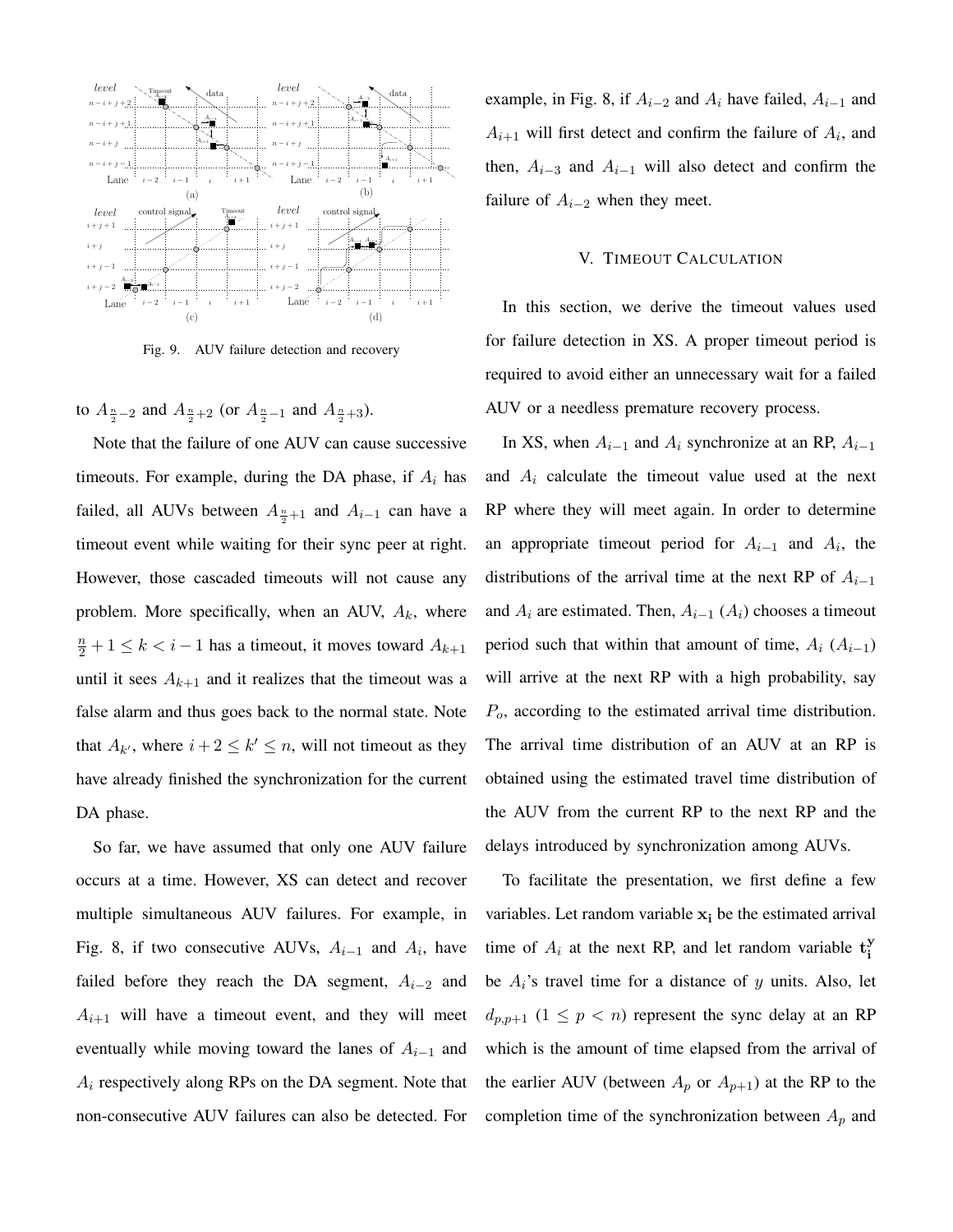Fig. 9. AUV failure detection and recovery

to $A_{\frac{n}{2}-2}$ and $A_{\frac{n}{2}+2}$ (or $A_{\frac{n}{2}-1}$ and $A_{\frac{n}{2}+3}$).

Note that the failure of one AUV can cause successive timeouts. For example, during the DA phase, if $A_i$ has failed, all AUVs between $A_{\frac{n}{2}+1}$ and $A_{i-1}$ can have a timeout event while waiting for their sync peer at right. However, those cascaded timeouts will not cause any problem. More specifically, when an AUV, $A_k$, where $\frac{n}{2}+1 \leq k < i-1$ has a timeout, it moves toward $A_{k+1}$ until it sees $A_{k+1}$ and it realizes that the timeout was a false alarm and thus goes back to the normal state. Note that $A_{k'}$, where $i+2 \leq k' \leq n$, will not timeout as they have already finished the synchronization for the current DA phase.

So far, we have assumed that only one AUV failure occurs at a time. However, XS can detect and recover multiple simultaneous AUV failures. For example, in Fig. 8, if two consecutive AUVs, $A_{i-1}$ and $A_i$, have failed before they reach the DA segment, $A_{i-2}$ and $A_{i+1}$ will have a timeout event, and they will meet eventually while moving toward the lanes of $A_{i-1}$ and $A_i$ respectively along RPs on the DA segment. Note that non-consecutive AUV failures can also be detected. For example, in Fig. 8, if $A_{i-2}$ and $A_i$ have failed, $A_{i-1}$ and $A_{i+1}$ will first detect and confirm the failure of $A_i$, and then, $A_{i-3}$ and $A_{i-1}$ will also detect and confirm the failure of $A_{i-2}$ when they meet.

## V. Timeout Calculation

In this section, we derive the timeout values used for failure detection in XS. A proper timeout period is required to avoid either an unnecessary wait for a failed AUV or a needless premature recovery process.

In XS, when $A_{i-1}$ and $A_i$ synchronize at an RP, $A_{i-1}$ and $A_i$ calculate the timeout value used at the next RP where they will meet again. In order to determine an appropriate timeout period for $A_{i-1}$ and $A_i$, the distributions of the arrival time at the next RP of $A_{i-1}$ and $A_i$ are estimated. Then, $A_{i-1}$ ($A_i$) chooses a timeout period such that within that amount of time, $A_i$ ($A_{i-1}$) will arrive at the next RP with a high probability, say $P_o$, according to the estimated arrival time distribution. The arrival time distribution of an AUV at an RP is obtained using the estimated travel time distribution of the AUV from the current RP to the next RP and the delays introduced by synchronization among AUVs.

To facilitate the presentation, we first define a few variables. Let random variable $\mathbf{x_i}$ be the estimated arrival time of $A_i$ at the next RP, and let random variable $\mathbf{t_i^y}$ be $A_i$'s travel time for a distance of $y$ units. Also, let $d_{p,p+1}$ ($1 \leq p < n$) represent the sync delay at an RP which is the amount of time elapsed from the arrival of the earlier AUV (between $A_p$ or $A_{p+1}$) at the RP to the completion time of the synchronization between $A_p$ and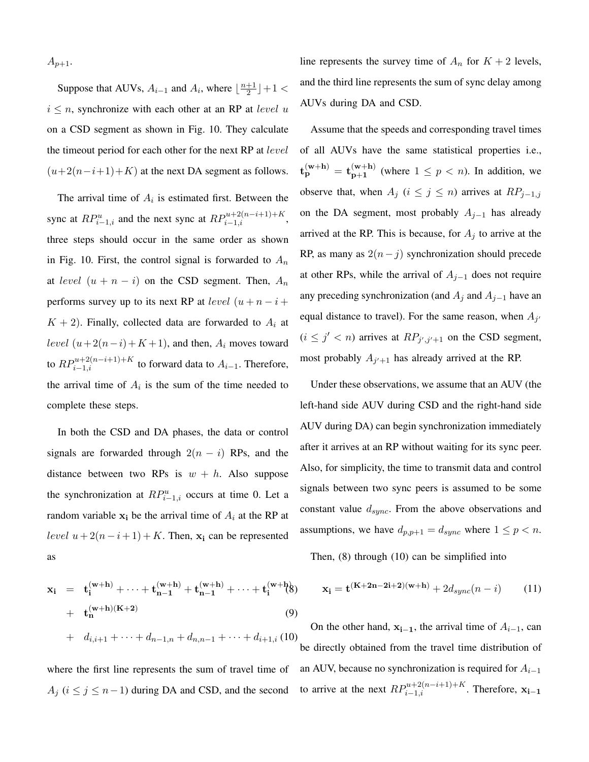$A_{p+1}$.

Suppose that AUVs, $A_{i-1}$ and $A_i$, where $\lfloor \frac{n+1}{2} \rfloor + 1 < i \leq n$, synchronize with each other at an RP at *level* $u$ on a CSD segment as shown in Fig. 10. They calculate the timeout period for each other for the next RP at *level* $(u+2(n-i+1)+K)$ at the next DA segment as follows.

The arrival time of $A_i$ is estimated first. Between the sync at $RP^{u}_{i-1,i}$ and the next sync at $RP^{u+2(n-i+1)+K}_{i-1,i}$, three steps should occur in the same order as shown in Fig. 10. First, the control signal is forwarded to $A_n$ at *level* $(u+n-i)$ on the CSD segment. Then, $A_n$ performs survey up to its next RP at *level* $(u+n-i+K+2)$. Finally, collected data are forwarded to $A_i$ at *level* $(u+2(n-i)+K+1)$, and then, $A_i$ moves toward to $RP^{u+2(n-i+1)+K}_{i-1,i}$ to forward data to $A_{i-1}$. Therefore, the arrival time of $A_i$ is the sum of the time needed to complete these steps.

In both the CSD and DA phases, the data or control signals are forwarded through $2(n-i)$ RPs, and the distance between two RPs is $w+h$. Also suppose the synchronization at $RP^{u}_{i-1,i}$ occurs at time 0. Let a random variable $\mathbf{x_i}$ be the arrival time of $A_i$ at the RP at *level* $u+2(n-i+1)+K$. Then, $\mathbf{x_i}$ can be represented as

$$\mathbf{x_i} = \mathbf{t_i^{(w+h)}} + \cdots + \mathbf{t_{n-1}^{(w+h)}} + \mathbf{t_{n-1}^{(w+h)}} + \cdots + \mathbf{t_i^{(w+h)}} \quad (8)$$

$$+ \quad \mathbf{t_n^{(w+h)(K+2)}} \quad (9)$$

$$+ \quad d_{i,i+1} + \cdots + d_{n-1,n} + d_{n,n-1} + \cdots + d_{i+1,i} \quad (10)$$

where the first line represents the sum of travel time of $A_j$ $(i \leq j \leq n-1)$ during DA and CSD, and the second line represents the survey time of $A_n$ for $K+2$ levels, and the third line represents the sum of sync delay among AUVs during DA and CSD.

Assume that the speeds and corresponding travel times of all AUVs have the same statistical properties i.e., $\mathbf{t_p^{(w+h)}} = \mathbf{t_{p+1}^{(w+h)}}$ (where $1 \leq p < n$). In addition, we observe that, when $A_j$ $(i \leq j \leq n)$ arrives at $RP_{j-1,j}$ on the DA segment, most probably $A_{j-1}$ has already arrived at the RP. This is because, for $A_j$ to arrive at the RP, as many as $2(n-j)$ synchronization should precede at other RPs, while the arrival of $A_{j-1}$ does not require any preceding synchronization (and $A_j$ and $A_{j-1}$ have an equal distance to travel). For the same reason, when $A_{j'}$ $(i \leq j' < n)$ arrives at $RP_{j',j'+1}$ on the CSD segment, most probably $A_{j'+1}$ has already arrived at the RP.

Under these observations, we assume that an AUV (the left-hand side AUV during CSD and the right-hand side AUV during DA) can begin synchronization immediately after it arrives at an RP without waiting for its sync peer. Also, for simplicity, the time to transmit data and control signals between two sync peers is assumed to be some constant value $d_{sync}$. From the above observations and assumptions, we have $d_{p,p+1} = d_{sync}$ where $1 \leq p < n$.

Then, (8) through (10) can be simplified into

$$\mathbf{x_i} = \mathbf{t^{(K+2n-2i+2)(w+h)}} + 2d_{sync}(n-i) \quad (11)$$

On the other hand, $\mathbf{x_{i-1}}$, the arrival time of $A_{i-1}$, can be directly obtained from the travel time distribution of an AUV, because no synchronization is required for $A_{i-1}$ to arrive at the next $RP^{u+2(n-i+1)+K}_{i-1,i}$. Therefore, $\mathbf{x_{i-1}}$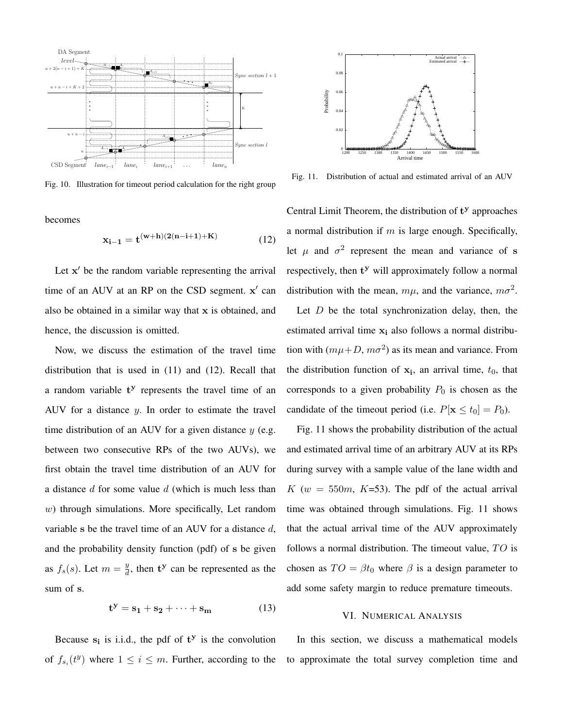Fig. 10. Illustration for timeout period calculation for the right group

Fig. 11. Distribution of actual and estimated arrival of an AUV

becomes

$$\mathbf{x_{i-1}} = \mathbf{t}^{(\mathbf{w+h})(\mathbf{2(n-i+1)+K})} \tag{12}$$

Let $\mathbf{x}'$ be the random variable representing the arrival time of an AUV at an RP on the CSD segment. $\mathbf{x}'$ can also be obtained in a similar way that $\mathbf{x}$ is obtained, and hence, the discussion is omitted.

Now, we discuss the estimation of the travel time distribution that is used in (11) and (12). Recall that a random variable $\mathbf{t^y}$ represents the travel time of an AUV for a distance $y$. In order to estimate the travel time distribution of an AUV for a given distance $y$ (e.g. between two consecutive RPs of the two AUVs), we first obtain the travel time distribution of an AUV for a distance $d$ for some value $d$ (which is much less than $w$) through simulations. More specifically, Let random variable $\mathbf{s}$ be the travel time of an AUV for a distance $d$, and the probability density function (pdf) of $\mathbf{s}$ be given as $f_s(s)$. Let $m = \frac{y}{d}$, then $\mathbf{t^y}$ can be represented as the sum of $\mathbf{s}$.

$$\mathbf{t^y} = \mathbf{s_1} + \mathbf{s_2} + \cdots + \mathbf{s_m} \tag{13}$$

Because $\mathbf{s_i}$ is i.i.d., the pdf of $\mathbf{t^y}$ is the convolution of $f_{s_i}(t^y)$ where $1 \leq i \leq m$. Further, according to the Central Limit Theorem, the distribution of $\mathbf{t^y}$ approaches a normal distribution if $m$ is large enough. Specifically, let $\mu$ and $\sigma^2$ represent the mean and variance of $\mathbf{s}$ respectively, then $\mathbf{t^y}$ will approximately follow a normal distribution with the mean, $m\mu$, and the variance, $m\sigma^2$.

Let $D$ be the total synchronization delay, then, the estimated arrival time $\mathbf{x_i}$ also follows a normal distribution with ($m\mu+D$, $m\sigma^2$) as its mean and variance. From the distribution function of $\mathbf{x_i}$, an arrival time, $t_0$, that corresponds to a given probability $P_0$ is chosen as the candidate of the timeout period (i.e. $P[\mathbf{x} \leq t_0] = P_0$).

Fig. 11 shows the probability distribution of the actual and estimated arrival time of an arbitrary AUV at its RPs during survey with a sample value of the lane width and $K$ ($w = 550m$, $K$=53). The pdf of the actual arrival time was obtained through simulations. Fig. 11 shows that the actual arrival time of the AUV approximately follows a normal distribution. The timeout value, $TO$ is chosen as $TO = \beta t_0$ where $\beta$ is a design parameter to add some safety margin to reduce premature timeouts.

## VI. Numerical Analysis

In this section, we discuss a mathematical models to approximate the total survey completion time and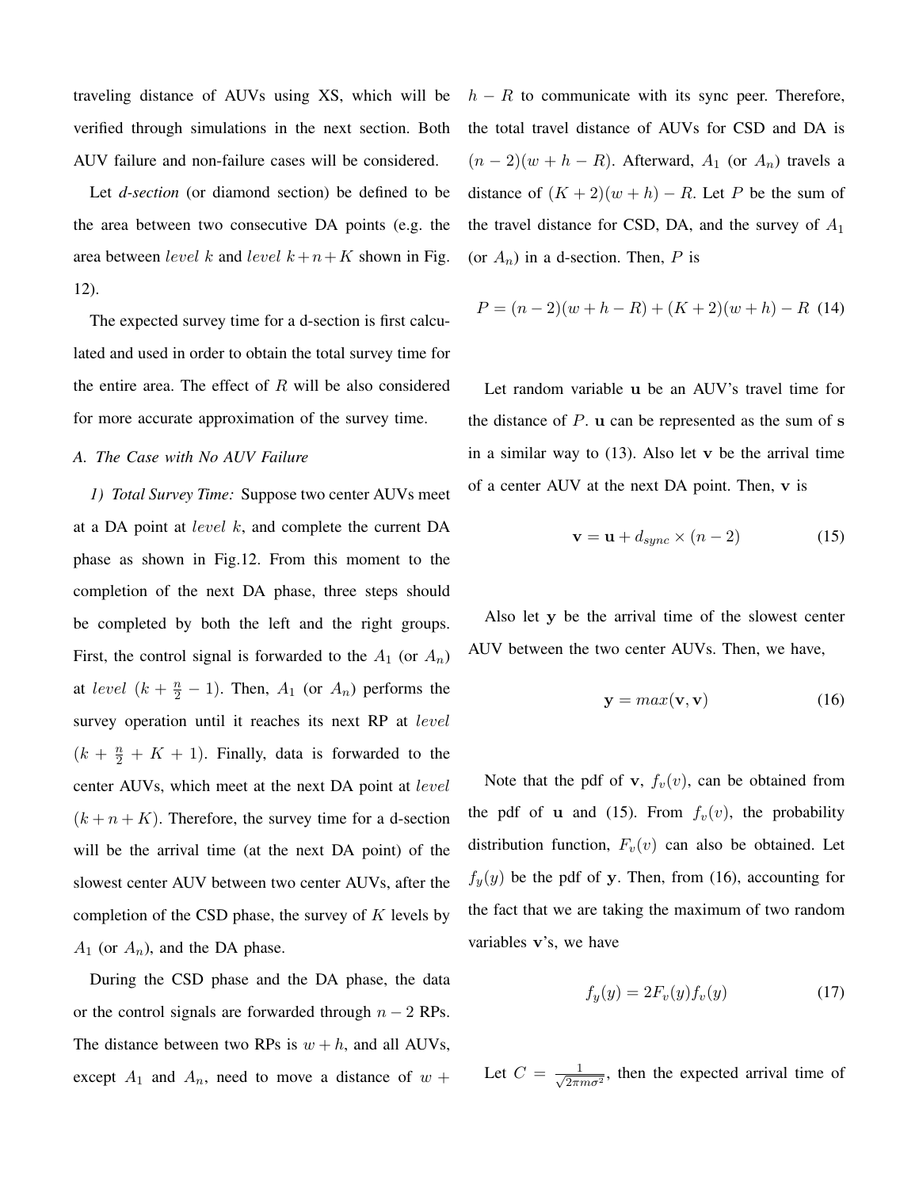traveling distance of AUVs using XS, which will be verified through simulations in the next section. Both AUV failure and non-failure cases will be considered.

Let *d-section* (or diamond section) be defined to be the area between two consecutive DA points (e.g. the area between $level\ k$ and $level\ k+n+K$ shown in Fig. 12).

The expected survey time for a d-section is first calculated and used in order to obtain the total survey time for the entire area. The effect of $R$ will be also considered for more accurate approximation of the survey time.

### A. The Case with No AUV Failure

*1) Total Survey Time:* Suppose two center AUVs meet at a DA point at $level\ k$, and complete the current DA phase as shown in Fig.12. From this moment to the completion of the next DA phase, three steps should be completed by both the left and the right groups. First, the control signal is forwarded to the $A_1$ (or $A_n$) at $level\ (k + \frac{n}{2} - 1)$. Then, $A_1$ (or $A_n$) performs the survey operation until it reaches its next RP at $level\ (k + \frac{n}{2} + K + 1)$. Finally, data is forwarded to the center AUVs, which meet at the next DA point at $level\ (k + n + K)$. Therefore, the survey time for a d-section will be the arrival time (at the next DA point) of the slowest center AUV between two center AUVs, after the completion of the CSD phase, the survey of $K$ levels by $A_1$ (or $A_n$), and the DA phase.

During the CSD phase and the DA phase, the data or the control signals are forwarded through $n-2$ RPs. The distance between two RPs is $w + h$, and all AUVs, except $A_1$ and $A_n$, need to move a distance of $w + h - R$ to communicate with its sync peer. Therefore, the total travel distance of AUVs for CSD and DA is $(n-2)(w + h - R)$. Afterward, $A_1$ (or $A_n$) travels a distance of $(K + 2)(w + h) - R$. Let $P$ be the sum of the travel distance for CSD, DA, and the survey of $A_1$ (or $A_n$) in a d-section. Then, $P$ is

$$P = (n-2)(w + h - R) + (K + 2)(w + h) - R \quad (14)$$

Let random variable $\mathbf{u}$ be an AUV's travel time for the distance of $P$. $\mathbf{u}$ can be represented as the sum of $\mathbf{s}$ in a similar way to (13). Also let $\mathbf{v}$ be the arrival time of a center AUV at the next DA point. Then, $\mathbf{v}$ is

$$\mathbf{v} = \mathbf{u} + d_{sync} \times (n-2) \quad (15)$$

Also let $\mathbf{y}$ be the arrival time of the slowest center AUV between the two center AUVs. Then, we have,

$$\mathbf{y} = max(\mathbf{v}, \mathbf{v}) \quad (16)$$

Note that the pdf of $\mathbf{v}$, $f_v(v)$, can be obtained from the pdf of $\mathbf{u}$ and (15). From $f_v(v)$, the probability distribution function, $F_v(v)$ can also be obtained. Let $f_y(y)$ be the pdf of $\mathbf{y}$. Then, from (16), accounting for the fact that we are taking the maximum of two random variables $\mathbf{v}$'s, we have

$$f_y(y) = 2F_v(y)f_v(y) \quad (17)$$

Let $C = \frac{1}{\sqrt{2\pi m\sigma^2}}$, then the expected arrival time of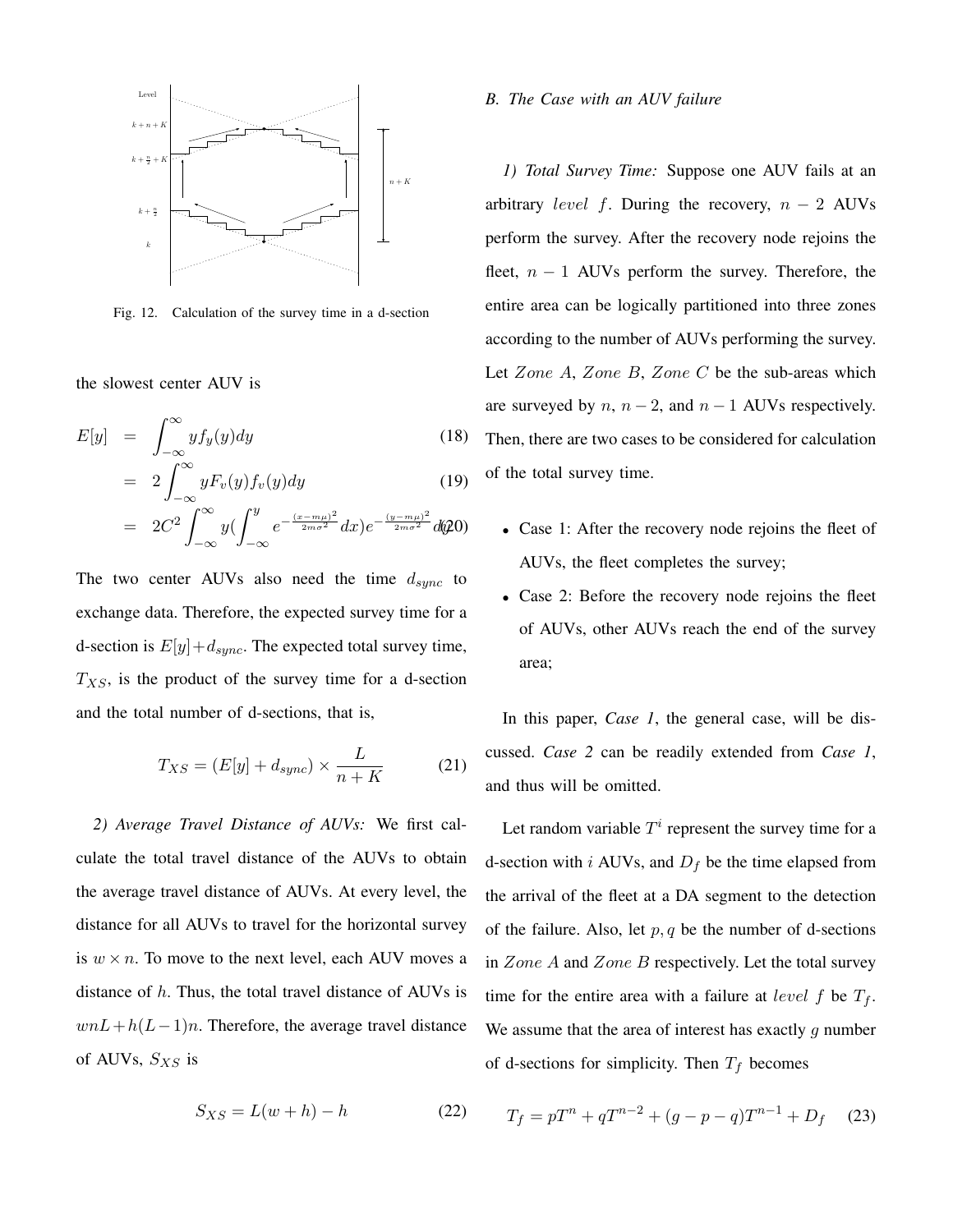Fig. 12. Calculation of the survey time in a d-section

the slowest center AUV is

$$E[y] = \int_{-\infty}^{\infty} y f_y(y) dy \tag{18}$$

$$= 2\int_{-\infty}^{\infty} y F_v(y) f_v(y) dy \tag{19}$$

$$= 2C^2 \int_{-\infty}^{\infty} y \left(\int_{-\infty}^{y} e^{-\frac{(x-m\mu)^2}{2m\sigma^2}} dx\right) e^{-\frac{(y-m\mu)^2}{2m\sigma^2}} dy \tag{20}$$

The two center AUVs also need the time $d_{sync}$ to exchange data. Therefore, the expected survey time for a d-section is $E[y]+d_{sync}$. The expected total survey time, $T_{XS}$, is the product of the survey time for a d-section and the total number of d-sections, that is,

$$T_{XS} = (E[y] + d_{sync}) \times \frac{L}{n+K} \tag{21}$$

*2) Average Travel Distance of AUVs:* We first calculate the total travel distance of the AUVs to obtain the average travel distance of AUVs. At every level, the distance for all AUVs to travel for the horizontal survey is $w \times n$. To move to the next level, each AUV moves a distance of $h$. Thus, the total travel distance of AUVs is $wnL + h(L-1)n$. Therefore, the average travel distance of AUVs, $S_{XS}$ is

$$S_{XS} = L(w+h) - h \tag{22}$$

### *B. The Case with an AUV failure*

*1) Total Survey Time:* Suppose one AUV fails at an arbitrary $level\ f$. During the recovery, $n-2$ AUVs perform the survey. After the recovery node rejoins the fleet, $n-1$ AUVs perform the survey. Therefore, the entire area can be logically partitioned into three zones according to the number of AUVs performing the survey. Let $Zone\ A$, $Zone\ B$, $Zone\ C$ be the sub-areas which are surveyed by $n$, $n-2$, and $n-1$ AUVs respectively. Then, there are two cases to be considered for calculation of the total survey time.

- Case 1: After the recovery node rejoins the fleet of AUVs, the fleet completes the survey;
- Case 2: Before the recovery node rejoins the fleet of AUVs, other AUVs reach the end of the survey area;

In this paper, *Case 1*, the general case, will be discussed. *Case 2* can be readily extended from *Case 1*, and thus will be omitted.

Let random variable $T^i$ represent the survey time for a d-section with $i$ AUVs, and $D_f$ be the time elapsed from the arrival of the fleet at a DA segment to the detection of the failure. Also, let $p, q$ be the number of d-sections in $Zone\ A$ and $Zone\ B$ respectively. Let the total survey time for the entire area with a failure at $level\ f$ be $T_f$. We assume that the area of interest has exactly $g$ number of d-sections for simplicity. Then $T_f$ becomes

$$T_f = pT^n + qT^{n-2} + (g-p-q)T^{n-1} + D_f \tag{23}$$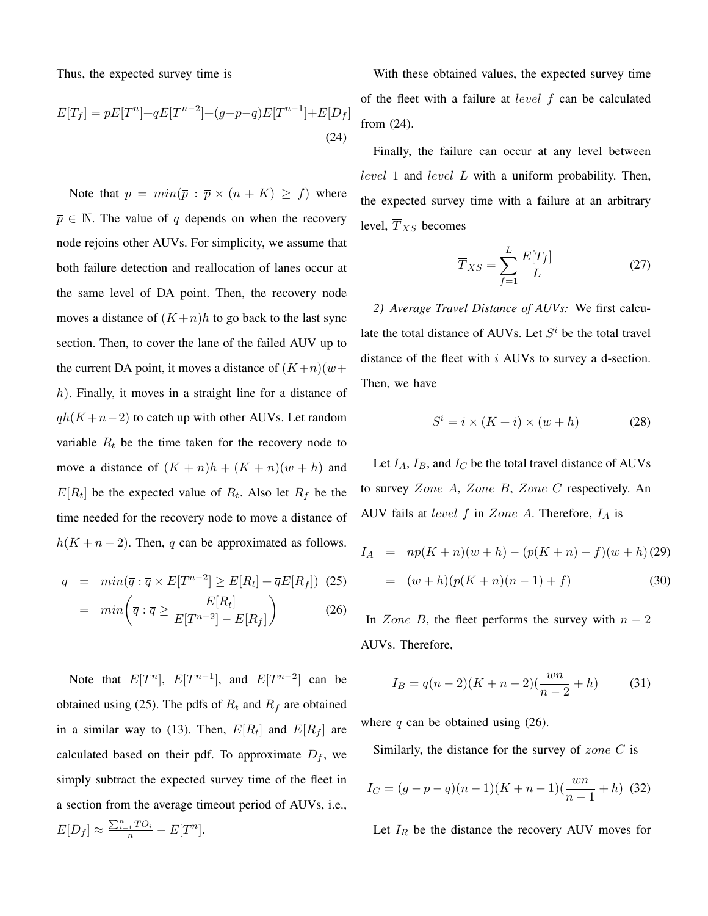Thus, the expected survey time is

$$E[T_f] = pE[T^n] + qE[T^{n-2}] + (g-p-q)E[T^{n-1}] + E[D_f] \tag{24}$$

Note that $p = min(\overline{p} : \overline{p} \times (n+K) \geq f)$ where $\overline{p} \in \mathbb{N}$. The value of $q$ depends on when the recovery node rejoins other AUVs. For simplicity, we assume that both failure detection and reallocation of lanes occur at the same level of DA point. Then, the recovery node moves a distance of $(K+n)h$ to go back to the last sync section. Then, to cover the lane of the failed AUV up to the current DA point, it moves a distance of $(K+n)(w+h)$. Finally, it moves in a straight line for a distance of $qh(K+n-2)$ to catch up with other AUVs. Let random variable $R_t$ be the time taken for the recovery node to move a distance of $(K+n)h + (K+n)(w+h)$ and $E[R_t]$ be the expected value of $R_t$. Also let $R_f$ be the time needed for the recovery node to move a distance of $h(K+n-2)$. Then, $q$ can be approximated as follows.

$$\begin{aligned} q &= min(\overline{q} : \overline{q} \times E[T^{n-2}] \geq E[R_t] + \overline{q}E[R_f]) \quad (25) \\ &= min\left(\overline{q} : \overline{q} \geq \frac{E[R_t]}{E[T^{n-2}] - E[R_f]}\right) \quad (26) \end{aligned}$$

Note that $E[T^n]$, $E[T^{n-1}]$, and $E[T^{n-2}]$ can be obtained using (25). The pdfs of $R_t$ and $R_f$ are obtained in a similar way to (13). Then, $E[R_t]$ and $E[R_f]$ are calculated based on their pdf. To approximate $D_f$, we simply subtract the expected survey time of the fleet in a section from the average timeout period of AUVs, i.e., $E[D_f] \approx \frac{\sum_{i=1}^{n} TO_i}{n} - E[T^n]$.

With these obtained values, the expected survey time of the fleet with a failure at $level\ f$ can be calculated from (24).

Finally, the failure can occur at any level between $level\ 1$ and $level\ L$ with a uniform probability. Then, the expected survey time with a failure at an arbitrary level, $\overline{T}_{XS}$ becomes

$$\overline{T}_{XS} = \sum_{f=1}^{L} \frac{E[T_f]}{L} \tag{27}$$

*2) Average Travel Distance of AUVs:* We first calculate the total distance of AUVs. Let $S^i$ be the total travel distance of the fleet with $i$ AUVs to survey a d-section. Then, we have

$$S^i = i \times (K+i) \times (w+h) \tag{28}$$

Let $I_A$, $I_B$, and $I_C$ be the total travel distance of AUVs to survey $Zone\ A$, $Zone\ B$, $Zone\ C$ respectively. An AUV fails at $level\ f$ in $Zone\ A$. Therefore, $I_A$ is

$$\begin{aligned} I_A &= np(K+n)(w+h) - (p(K+n) - f)(w+h) \quad (29) \\ &= (w+h)(p(K+n)(n-1) + f) \quad (30) \end{aligned}$$

In $Zone\ B$, the fleet performs the survey with $n-2$ AUVs. Therefore,

$$I_B = q(n-2)(K+n-2)\left(\frac{wn}{n-2} + h\right) \tag{31}$$

where $q$ can be obtained using (26).

Similarly, the distance for the survey of $zone\ C$ is

$$I_C = (g-p-q)(n-1)(K+n-1)\left(\frac{wn}{n-1} + h\right) \tag{32}$$

Let $I_R$ be the distance the recovery AUV moves for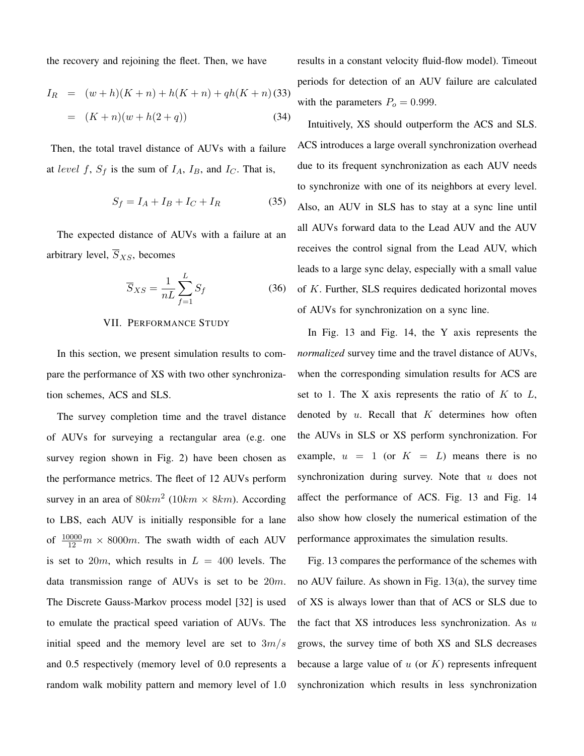the recovery and rejoining the fleet. Then, we have

$$
\begin{aligned}
I_R &= (w+h)(K+n) + h(K+n) + qh(K+n) \quad (33)\\
&= (K+n)(w+h(2+q)) \quad (34)
\end{aligned}
$$

Then, the total travel distance of AUVs with a failure at $level\ f$, $S_f$ is the sum of $I_A$, $I_B$, and $I_C$. That is,

$$
S_f = I_A + I_B + I_C + I_R \quad (35)
$$

The expected distance of AUVs with a failure at an arbitrary level, $\overline{S}_{XS}$, becomes

$$
\overline{S}_{XS} = \frac{1}{nL}\sum_{f=1}^{L} S_f \quad (36)
$$

## VII. Performance Study

In this section, we present simulation results to compare the performance of XS with two other synchronization schemes, ACS and SLS.

The survey completion time and the travel distance of AUVs for surveying a rectangular area (e.g. one survey region shown in Fig. 2) have been chosen as the performance metrics. The fleet of 12 AUVs perform survey in an area of $80km^2$ ($10km \times 8km$). According to LBS, each AUV is initially responsible for a lane of $\frac{10000}{12}m \times 8000m$. The swath width of each AUV is set to $20m$, which results in $L = 400$ levels. The data transmission range of AUVs is set to be $20m$. The Discrete Gauss-Markov process model [32] is used to emulate the practical speed variation of AUVs. The initial speed and the memory level are set to $3m/s$ and 0.5 respectively (memory level of 0.0 represents a random walk mobility pattern and memory level of 1.0 results in a constant velocity fluid-flow model). Timeout periods for detection of an AUV failure are calculated with the parameters $P_o = 0.999$.

Intuitively, XS should outperform the ACS and SLS. ACS introduces a large overall synchronization overhead due to its frequent synchronization as each AUV needs to synchronize with one of its neighbors at every level. Also, an AUV in SLS has to stay at a sync line until all AUVs forward data to the Lead AUV and the AUV receives the control signal from the Lead AUV, which leads to a large sync delay, especially with a small value of $K$. Further, SLS requires dedicated horizontal moves of AUVs for synchronization on a sync line.

In Fig. 13 and Fig. 14, the Y axis represents the *normalized* survey time and the travel distance of AUVs, when the corresponding simulation results for ACS are set to 1. The X axis represents the ratio of $K$ to $L$, denoted by $u$. Recall that $K$ determines how often the AUVs in SLS or XS perform synchronization. For example, $u = 1$ (or $K = L$) means there is no synchronization during survey. Note that $u$ does not affect the performance of ACS. Fig. 13 and Fig. 14 also show how closely the numerical estimation of the performance approximates the simulation results.

Fig. 13 compares the performance of the schemes with no AUV failure. As shown in Fig. 13(a), the survey time of XS is always lower than that of ACS or SLS due to the fact that XS introduces less synchronization. As $u$ grows, the survey time of both XS and SLS decreases because a large value of $u$ (or $K$) represents infrequent synchronization which results in less synchronization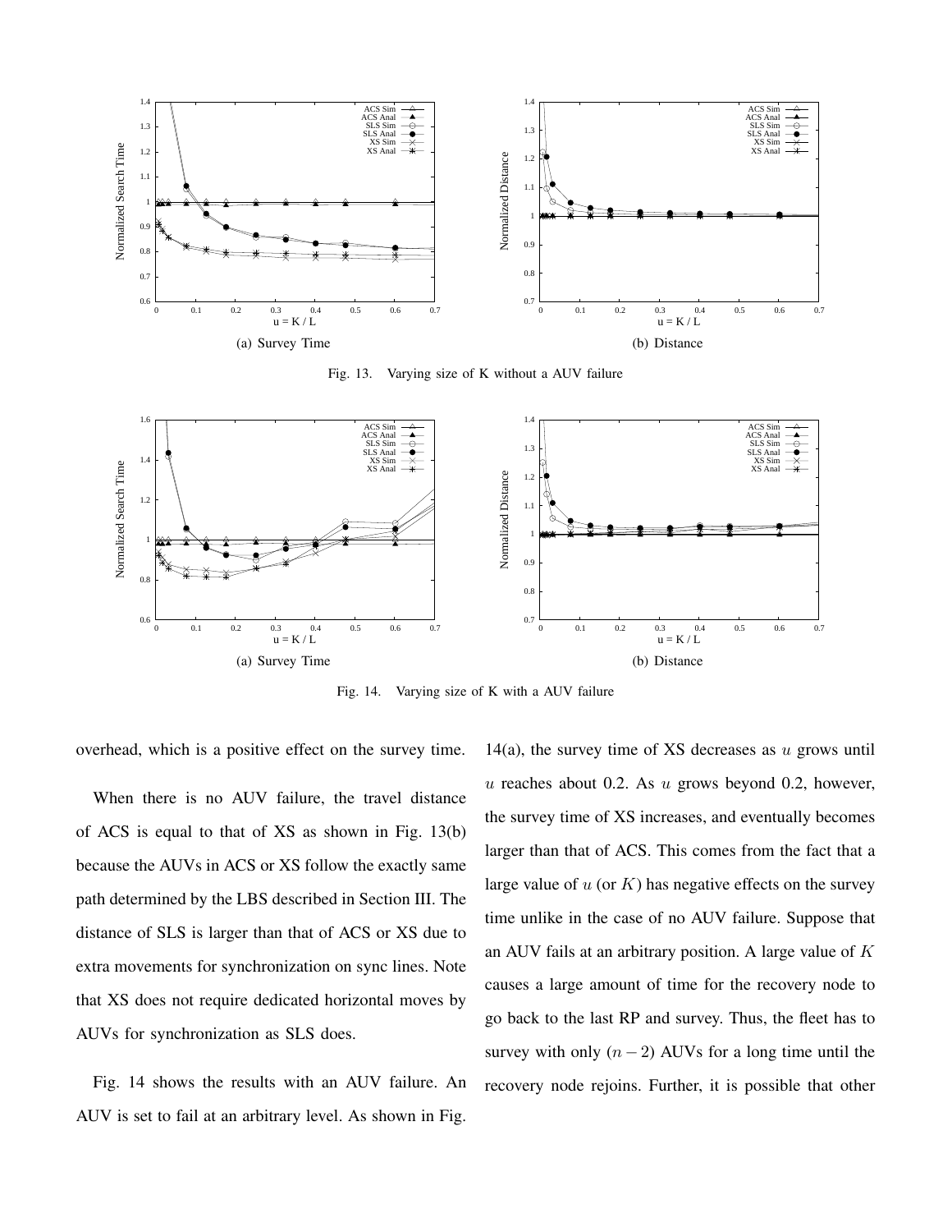(a) Survey Time

(b) Distance

Fig. 13. Varying size of K without a AUV failure

(a) Survey Time

(b) Distance

Fig. 14. Varying size of K with a AUV failure

overhead, which is a positive effect on the survey time.

When there is no AUV failure, the travel distance of ACS is equal to that of XS as shown in Fig. 13(b) because the AUVs in ACS or XS follow the exactly same path determined by the LBS described in Section III. The distance of SLS is larger than that of ACS or XS due to extra movements for synchronization on sync lines. Note that XS does not require dedicated horizontal moves by AUVs for synchronization as SLS does.

Fig. 14 shows the results with an AUV failure. An AUV is set to fail at an arbitrary level. As shown in Fig. 14(a), the survey time of XS decreases as $u$ grows until $u$ reaches about 0.2. As $u$ grows beyond 0.2, however, the survey time of XS increases, and eventually becomes larger than that of ACS. This comes from the fact that a large value of $u$ (or $K$) has negative effects on the survey time unlike in the case of no AUV failure. Suppose that an AUV fails at an arbitrary position. A large value of $K$ causes a large amount of time for the recovery node to go back to the last RP and survey. Thus, the fleet has to survey with only $(n-2)$ AUVs for a long time until the recovery node rejoins. Further, it is possible that other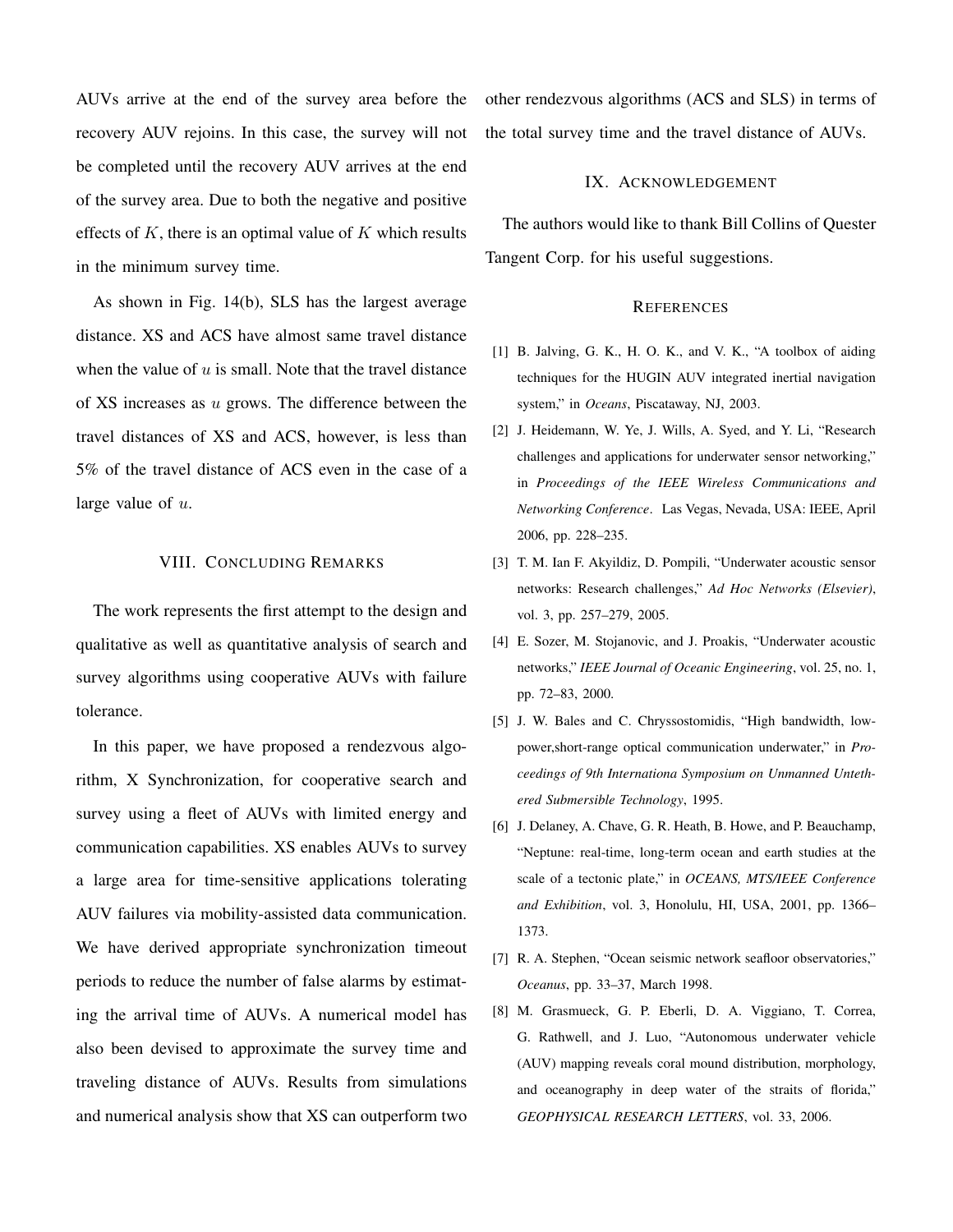AUVs arrive at the end of the survey area before the recovery AUV rejoins. In this case, the survey will not be completed until the recovery AUV arrives at the end of the survey area. Due to both the negative and positive effects of $K$, there is an optimal value of $K$ which results in the minimum survey time.

As shown in Fig. 14(b), SLS has the largest average distance. XS and ACS have almost same travel distance when the value of $u$ is small. Note that the travel distance of XS increases as $u$ grows. The difference between the travel distances of XS and ACS, however, is less than 5% of the travel distance of ACS even in the case of a large value of $u$.

## VIII. Concluding Remarks

The work represents the first attempt to the design and qualitative as well as quantitative analysis of search and survey algorithms using cooperative AUVs with failure tolerance.

In this paper, we have proposed a rendezvous algorithm, X Synchronization, for cooperative search and survey using a fleet of AUVs with limited energy and communication capabilities. XS enables AUVs to survey a large area for time-sensitive applications tolerating AUV failures via mobility-assisted data communication. We have derived appropriate synchronization timeout periods to reduce the number of false alarms by estimating the arrival time of AUVs. A numerical model has also been devised to approximate the survey time and traveling distance of AUVs. Results from simulations and numerical analysis show that XS can outperform two other rendezvous algorithms (ACS and SLS) in terms of the total survey time and the travel distance of AUVs.

## IX. Acknowledgement

The authors would like to thank Bill Collins of Quester Tangent Corp. for his useful suggestions.

## References

[1] B. Jalving, G. K., H. O. K., and V. K., "A toolbox of aiding techniques for the HUGIN AUV integrated inertial navigation system," in *Oceans*, Piscataway, NJ, 2003.

[2] J. Heidemann, W. Ye, J. Wills, A. Syed, and Y. Li, "Research challenges and applications for underwater sensor networking," in *Proceedings of the IEEE Wireless Communications and Networking Conference*. Las Vegas, Nevada, USA: IEEE, April 2006, pp. 228–235.

[3] T. M. Ian F. Akyildiz, D. Pompili, "Underwater acoustic sensor networks: Research challenges," *Ad Hoc Networks (Elsevier)*, vol. 3, pp. 257–279, 2005.

[4] E. Sozer, M. Stojanovic, and J. Proakis, "Underwater acoustic networks," *IEEE Journal of Oceanic Engineering*, vol. 25, no. 1, pp. 72–83, 2000.

[5] J. W. Bales and C. Chryssostomidis, "High bandwidth, low-power,short-range optical communication underwater," in *Proceedings of 9th Internationa Symposium on Unmanned Untethered Submersible Technology*, 1995.

[6] J. Delaney, A. Chave, G. R. Heath, B. Howe, and P. Beauchamp, "Neptune: real-time, long-term ocean and earth studies at the scale of a tectonic plate," in *OCEANS, MTS/IEEE Conference and Exhibition*, vol. 3, Honolulu, HI, USA, 2001, pp. 1366–1373.

[7] R. A. Stephen, "Ocean seismic network seafloor observatories," *Oceanus*, pp. 33–37, March 1998.

[8] M. Grasmueck, G. P. Eberli, D. A. Viggiano, T. Correa, G. Rathwell, and J. Luo, "Autonomous underwater vehicle (AUV) mapping reveals coral mound distribution, morphology, and oceanography in deep water of the straits of florida," *GEOPHYSICAL RESEARCH LETTERS*, vol. 33, 2006.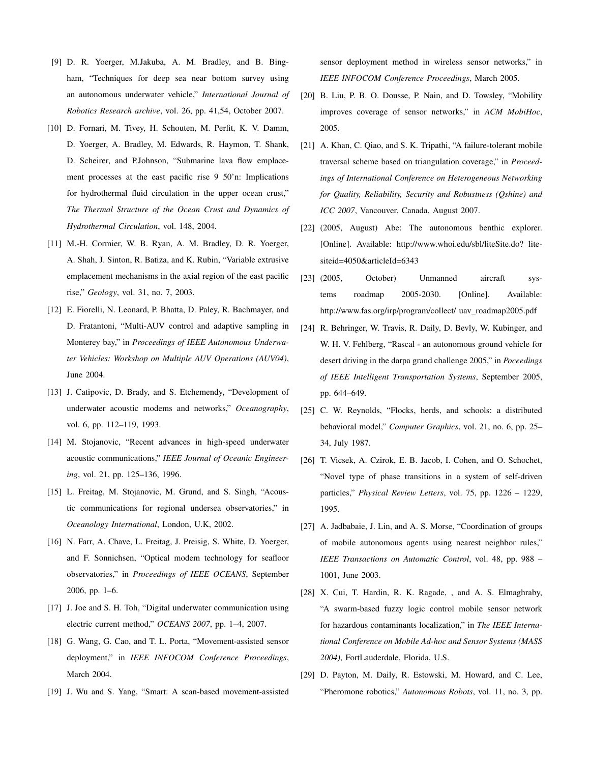[9] D. R. Yoerger, M.Jakuba, A. M. Bradley, and B. Bingham, "Techniques for deep sea near bottom survey using an autonomous underwater vehicle," *International Journal of Robotics Research archive*, vol. 26, pp. 41,54, October 2007.

[10] D. Fornari, M. Tivey, H. Schouten, M. Perfit, K. V. Damm, D. Yoerger, A. Bradley, M. Edwards, R. Haymon, T. Shank, D. Scheirer, and P.Johnson, "Submarine lava flow emplacement processes at the east pacific rise 9 50'n: Implications for hydrothermal fluid circulation in the upper ocean crust," *The Thermal Structure of the Ocean Crust and Dynamics of Hydrothermal Circulation*, vol. 148, 2004.

[11] M.-H. Cormier, W. B. Ryan, A. M. Bradley, D. R. Yoerger, A. Shah, J. Sinton, R. Batiza, and K. Rubin, "Variable extrusive emplacement mechanisms in the axial region of the east pacific rise," *Geology*, vol. 31, no. 7, 2003.

[12] E. Fiorelli, N. Leonard, P. Bhatta, D. Paley, R. Bachmayer, and D. Fratantoni, "Multi-AUV control and adaptive sampling in Monterey bay," in *Proceedings of IEEE Autonomous Underwater Vehicles: Workshop on Multiple AUV Operations (AUV04)*, June 2004.

[13] J. Catipovic, D. Brady, and S. Etchemendy, "Development of underwater acoustic modems and networks," *Oceanography*, vol. 6, pp. 112–119, 1993.

[14] M. Stojanovic, "Recent advances in high-speed underwater acoustic communications," *IEEE Journal of Oceanic Engineering*, vol. 21, pp. 125–136, 1996.

[15] L. Freitag, M. Stojanovic, M. Grund, and S. Singh, "Acoustic communications for regional undersea observatories," in *Oceanology International*, London, U.K, 2002.

[16] N. Farr, A. Chave, L. Freitag, J. Preisig, S. White, D. Yoerger, and F. Sonnichsen, "Optical modem technology for seafloor observatories," in *Proceedings of IEEE OCEANS*, September 2006, pp. 1–6.

[17] J. Joe and S. H. Toh, "Digital underwater communication using electric current method," *OCEANS 2007*, pp. 1–4, 2007.

[18] G. Wang, G. Cao, and T. L. Porta, "Movement-assisted sensor deployment," in *IEEE INFOCOM Conference Proceedings*, March 2004.

[19] J. Wu and S. Yang, "Smart: A scan-based movement-assisted sensor deployment method in wireless sensor networks," in *IEEE INFOCOM Conference Proceedings*, March 2005.

[20] B. Liu, P. B. O. Dousse, P. Nain, and D. Towsley, "Mobility improves coverage of sensor networks," in *ACM MobiHoc*, 2005.

[21] A. Khan, C. Qiao, and S. K. Tripathi, "A failure-tolerant mobile traversal scheme based on triangulation coverage," in *Proceedings of International Conference on Heterogeneous Networking for Quality, Reliability, Security and Robustness (Qshine) and ICC 2007*, Vancouver, Canada, August 2007.

[22] (2005, August) Abe: The autonomous benthic explorer. [Online]. Available: http://www.whoi.edu/sbl/liteSite.do? litesiteid=4050&articleId=6343

[23] (2005, October) Unmanned aircraft systems roadmap 2005-2030. [Online]. Available: http://www.fas.org/irp/program/collect/ uav_roadmap2005.pdf

[24] R. Behringer, W. Travis, R. Daily, D. Bevly, W. Kubinger, and W. H. V. Fehlberg, "Rascal - an autonomous ground vehicle for desert driving in the darpa grand challenge 2005," in *Poceedings of IEEE Intelligent Transportation Systems*, September 2005, pp. 644–649.

[25] C. W. Reynolds, "Flocks, herds, and schools: a distributed behavioral model," *Computer Graphics*, vol. 21, no. 6, pp. 25–34, July 1987.

[26] T. Vicsek, A. Czirok, E. B. Jacob, I. Cohen, and O. Schochet, "Novel type of phase transitions in a system of self-driven particles," *Physical Review Letters*, vol. 75, pp. 1226 – 1229, 1995.

[27] A. Jadbabaie, J. Lin, and A. S. Morse, "Coordination of groups of mobile autonomous agents using nearest neighbor rules," *IEEE Transactions on Automatic Control*, vol. 48, pp. 988 – 1001, June 2003.

[28] X. Cui, T. Hardin, R. K. Ragade, , and A. S. Elmaghraby, "A swarm-based fuzzy logic control mobile sensor network for hazardous contaminants localization," in *The IEEE International Conference on Mobile Ad-hoc and Sensor Systems (MASS 2004)*, FortLauderdale, Florida, U.S.

[29] D. Payton, M. Daily, R. Estowski, M. Howard, and C. Lee, "Pheromone robotics," *Autonomous Robots*, vol. 11, no. 3, pp.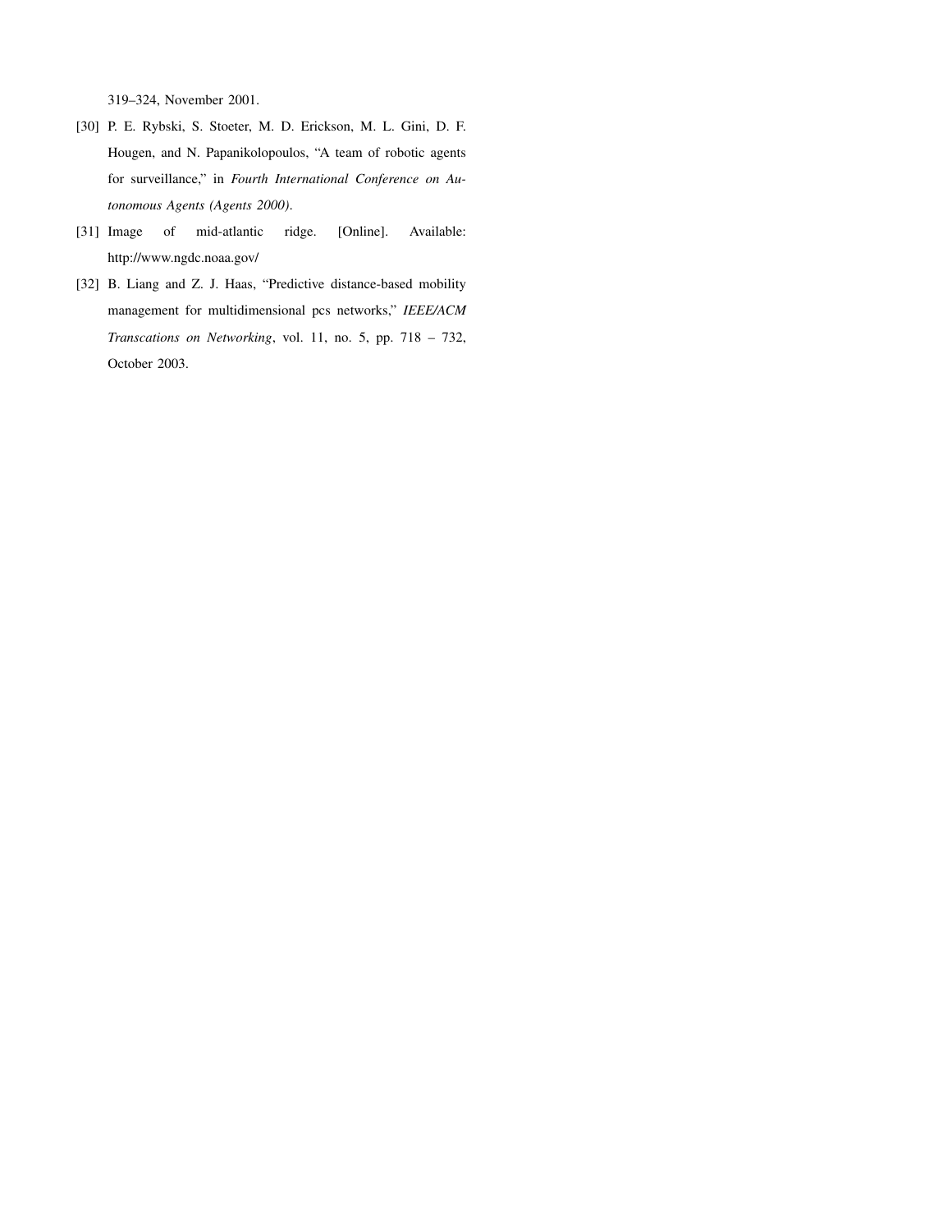319–324, November 2001.

[30] P. E. Rybski, S. Stoeter, M. D. Erickson, M. L. Gini, D. F. Hougen, and N. Papanikolopoulos, "A team of robotic agents for surveillance," in *Fourth International Conference on Autonomous Agents (Agents 2000)*.

[31] Image of mid-atlantic ridge. [Online]. Available: http://www.ngdc.noaa.gov/

[32] B. Liang and Z. J. Haas, "Predictive distance-based mobility management for multidimensional pcs networks," *IEEE/ACM Transcations on Networking*, vol. 11, no. 5, pp. 718 – 732, October 2003.